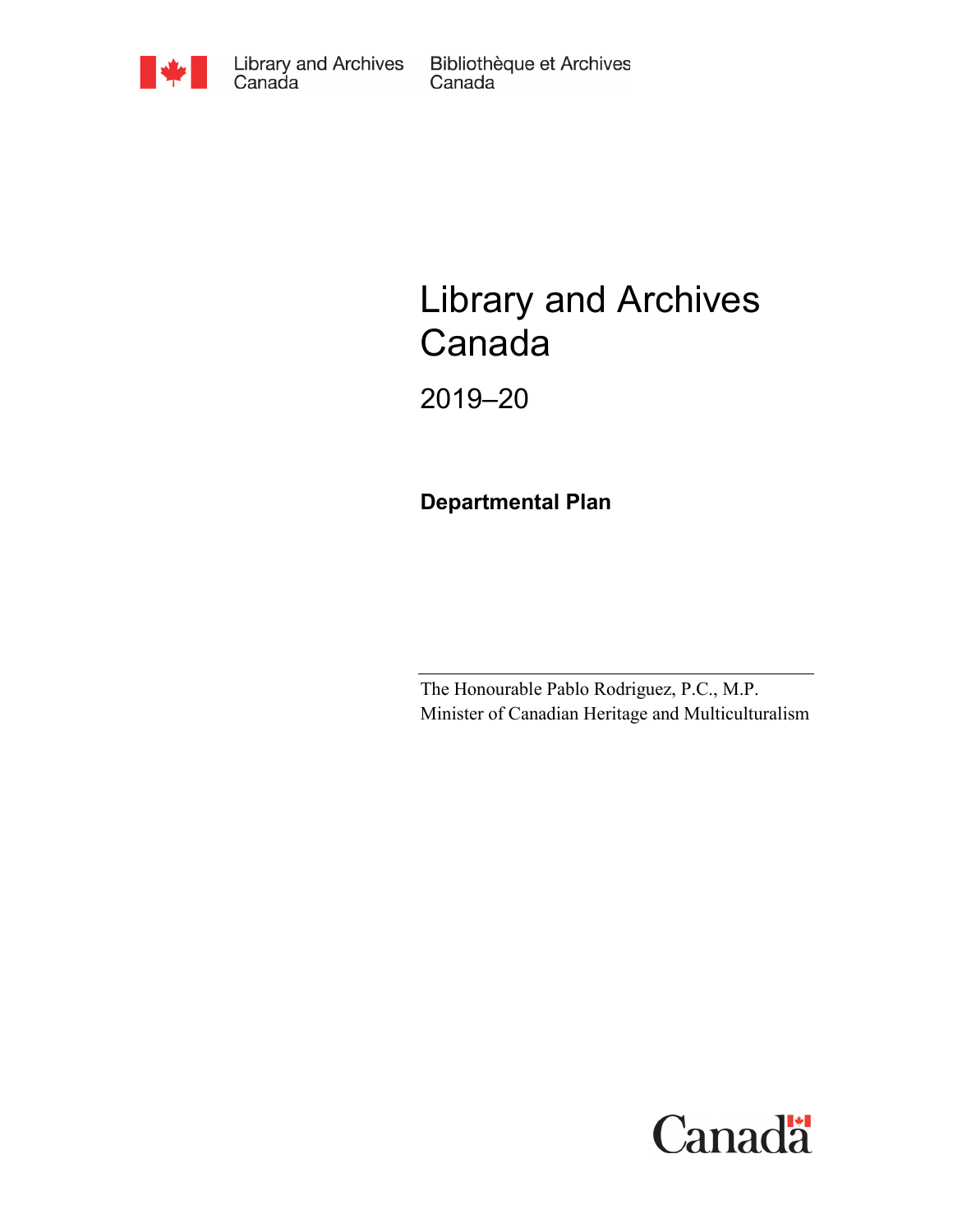Library and Archives Canada

Bibliothèque et Archives Canada

# Library and Archives Canada

## 2019–20

**Departmental Plan**

The Honourable Pablo Rodriguez, P.C., M.P.
Minister of Canadian Heritage and Multiculturalism

Canada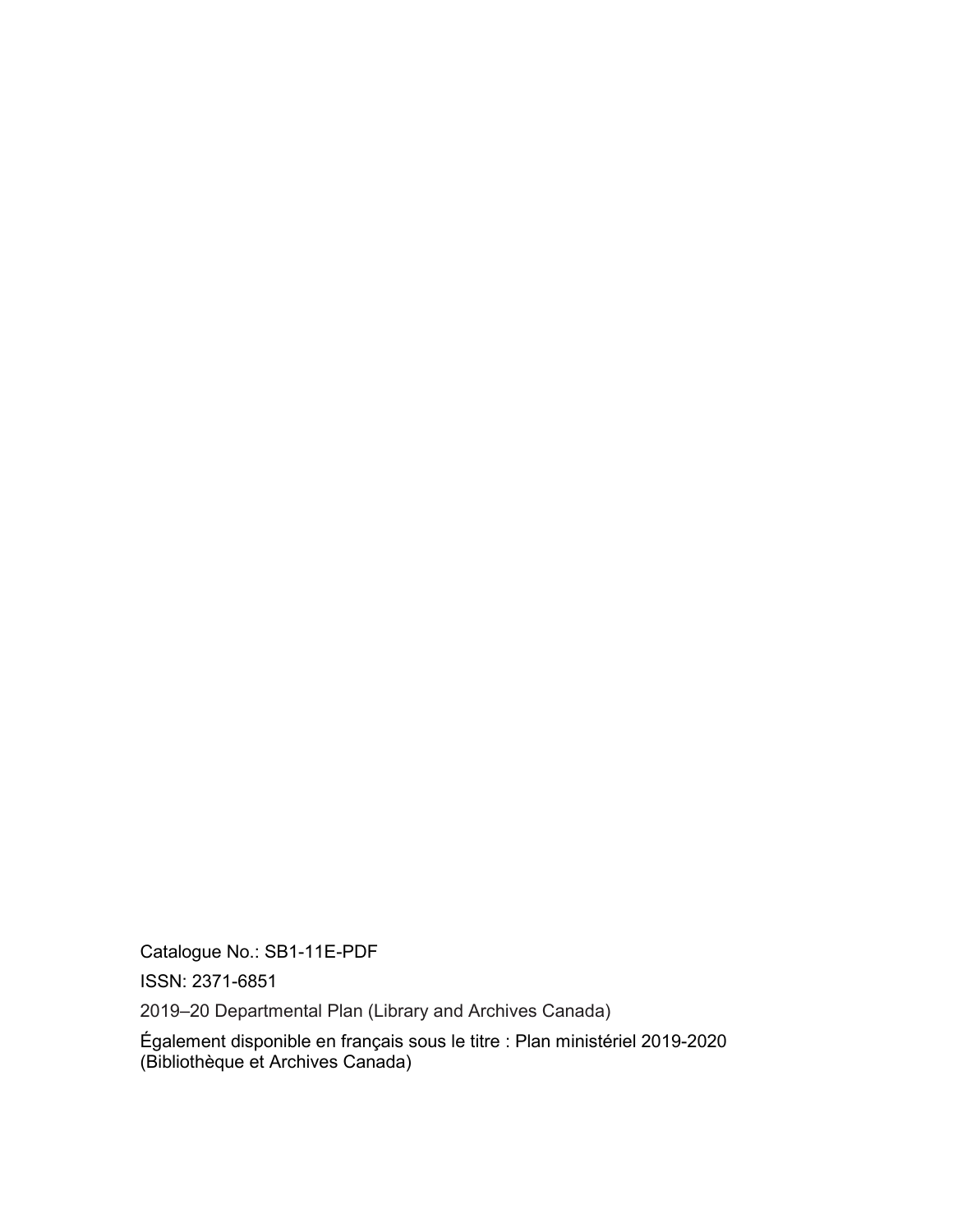Catalogue No.: SB1-11E-PDF

ISSN: 2371-6851

2019–20 Departmental Plan (Library and Archives Canada)

Également disponible en français sous le titre : Plan ministériel 2019-2020 (Bibliothèque et Archives Canada)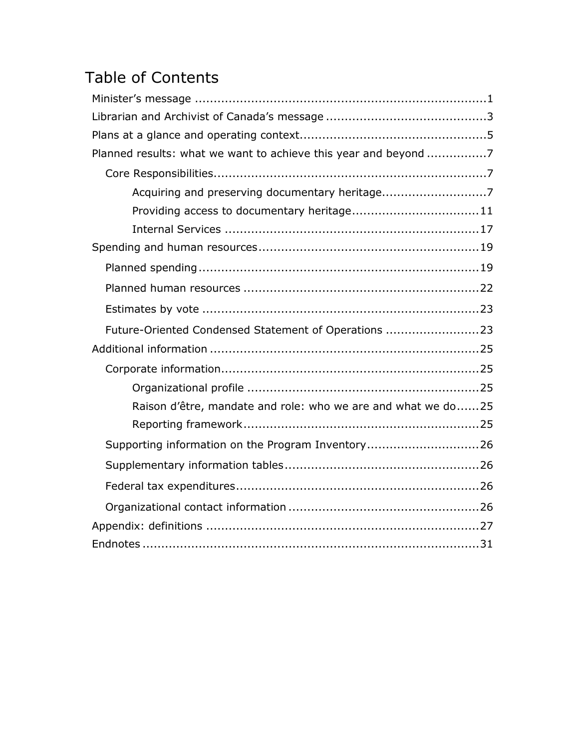# Table of Contents

- Minister's message ............................................................................1
- Librarian and Archivist of Canada's message ..........................................3
- Plans at a glance and operating context.................................................5
- Planned results: what we want to achieve this year and beyond ...............7
  - Core Responsibilities.......................................................................7
    - Acquiring and preserving documentary heritage...........................7
    - Providing access to documentary heritage.................................11
    - Internal Services ..................................................................17
- Spending and human resources..........................................................19
  - Planned spending..........................................................................19
  - Planned human resources ..............................................................22
  - Estimates by vote .........................................................................23
  - Future-Oriented Condensed Statement of Operations .........................23
- Additional information .......................................................................25
  - Corporate information....................................................................25
    - Organizational profile .............................................................25
    - Raison d'être, mandate and role: who we are and what we do......25
    - Reporting framework...............................................................25
  - Supporting information on the Program Inventory.............................26
  - Supplementary information tables....................................................26
  - Federal tax expenditures................................................................26
  - Organizational contact information ...................................................26
- Appendix: definitions .........................................................................27
- Endnotes ..........................................................................................31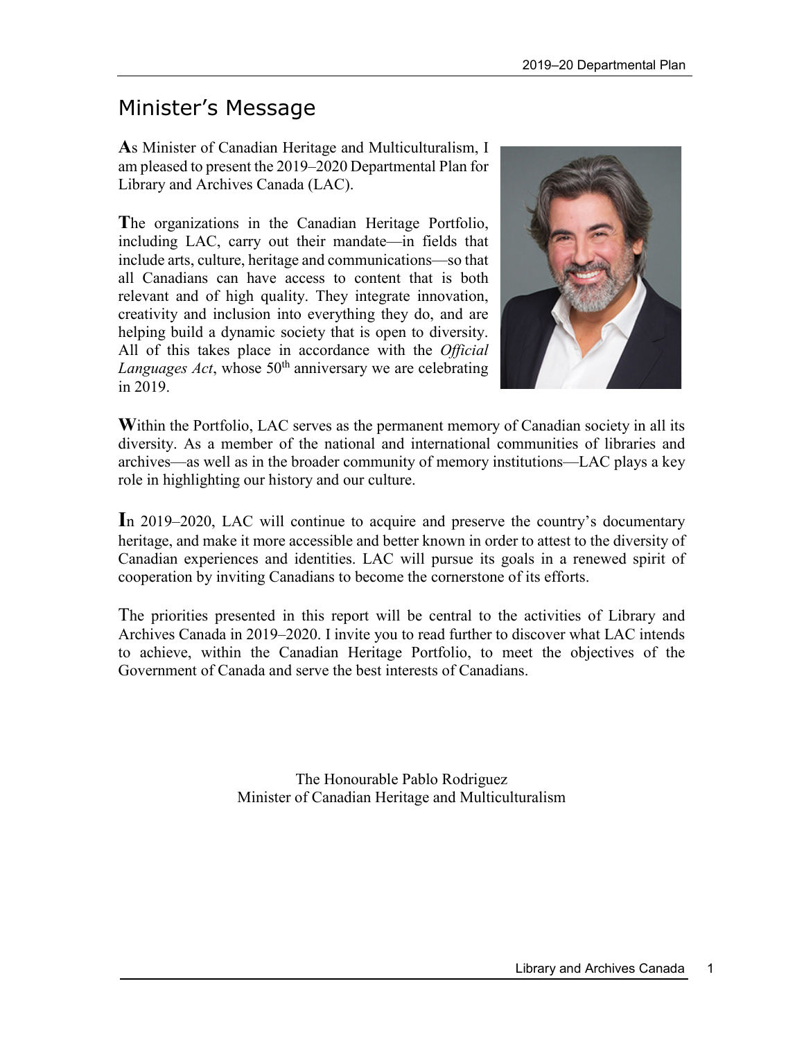# Minister's Message

As Minister of Canadian Heritage and Multiculturalism, I am pleased to present the 2019–2020 Departmental Plan for Library and Archives Canada (LAC).

The organizations in the Canadian Heritage Portfolio, including LAC, carry out their mandate—in fields that include arts, culture, heritage and communications—so that all Canadians can have access to content that is both relevant and of high quality. They integrate innovation, creativity and inclusion into everything they do, and are helping build a dynamic society that is open to diversity. All of this takes place in accordance with the *Official Languages Act*, whose 50th anniversary we are celebrating in 2019.

Within the Portfolio, LAC serves as the permanent memory of Canadian society in all its diversity. As a member of the national and international communities of libraries and archives—as well as in the broader community of memory institutions—LAC plays a key role in highlighting our history and our culture.

In 2019–2020, LAC will continue to acquire and preserve the country's documentary heritage, and make it more accessible and better known in order to attest to the diversity of Canadian experiences and identities. LAC will pursue its goals in a renewed spirit of cooperation by inviting Canadians to become the cornerstone of its efforts.

The priorities presented in this report will be central to the activities of Library and Archives Canada in 2019–2020. I invite you to read further to discover what LAC intends to achieve, within the Canadian Heritage Portfolio, to meet the objectives of the Government of Canada and serve the best interests of Canadians.

The Honourable Pablo Rodriguez
Minister of Canadian Heritage and Multiculturalism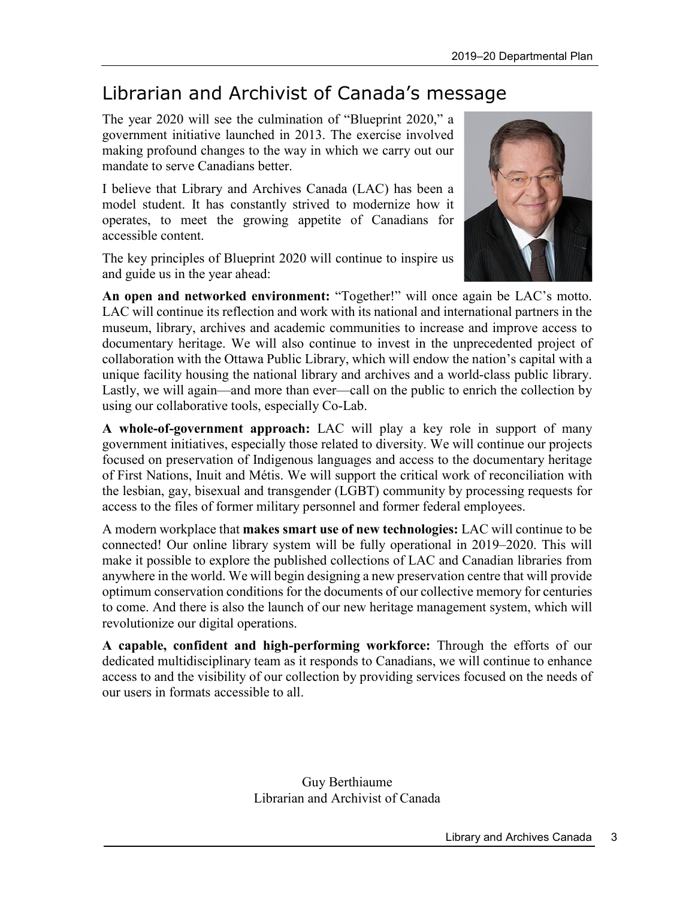# Librarian and Archivist of Canada's message

The year 2020 will see the culmination of "Blueprint 2020," a government initiative launched in 2013. The exercise involved making profound changes to the way in which we carry out our mandate to serve Canadians better.

I believe that Library and Archives Canada (LAC) has been a model student. It has constantly strived to modernize how it operates, to meet the growing appetite of Canadians for accessible content.

The key principles of Blueprint 2020 will continue to inspire us and guide us in the year ahead:

**An open and networked environment:** "Together!" will once again be LAC's motto. LAC will continue its reflection and work with its national and international partners in the museum, library, archives and academic communities to increase and improve access to documentary heritage. We will also continue to invest in the unprecedented project of collaboration with the Ottawa Public Library, which will endow the nation's capital with a unique facility housing the national library and archives and a world-class public library. Lastly, we will again—and more than ever—call on the public to enrich the collection by using our collaborative tools, especially Co-Lab.

**A whole-of-government approach:** LAC will play a key role in support of many government initiatives, especially those related to diversity. We will continue our projects focused on preservation of Indigenous languages and access to the documentary heritage of First Nations, Inuit and Métis. We will support the critical work of reconciliation with the lesbian, gay, bisexual and transgender (LGBT) community by processing requests for access to the files of former military personnel and former federal employees.

A modern workplace that **makes smart use of new technologies:** LAC will continue to be connected! Our online library system will be fully operational in 2019–2020. This will make it possible to explore the published collections of LAC and Canadian libraries from anywhere in the world. We will begin designing a new preservation centre that will provide optimum conservation conditions for the documents of our collective memory for centuries to come. And there is also the launch of our new heritage management system, which will revolutionize our digital operations.

**A capable, confident and high-performing workforce:** Through the efforts of our dedicated multidisciplinary team as it responds to Canadians, we will continue to enhance access to and the visibility of our collection by providing services focused on the needs of our users in formats accessible to all.

Guy Berthiaume
Librarian and Archivist of Canada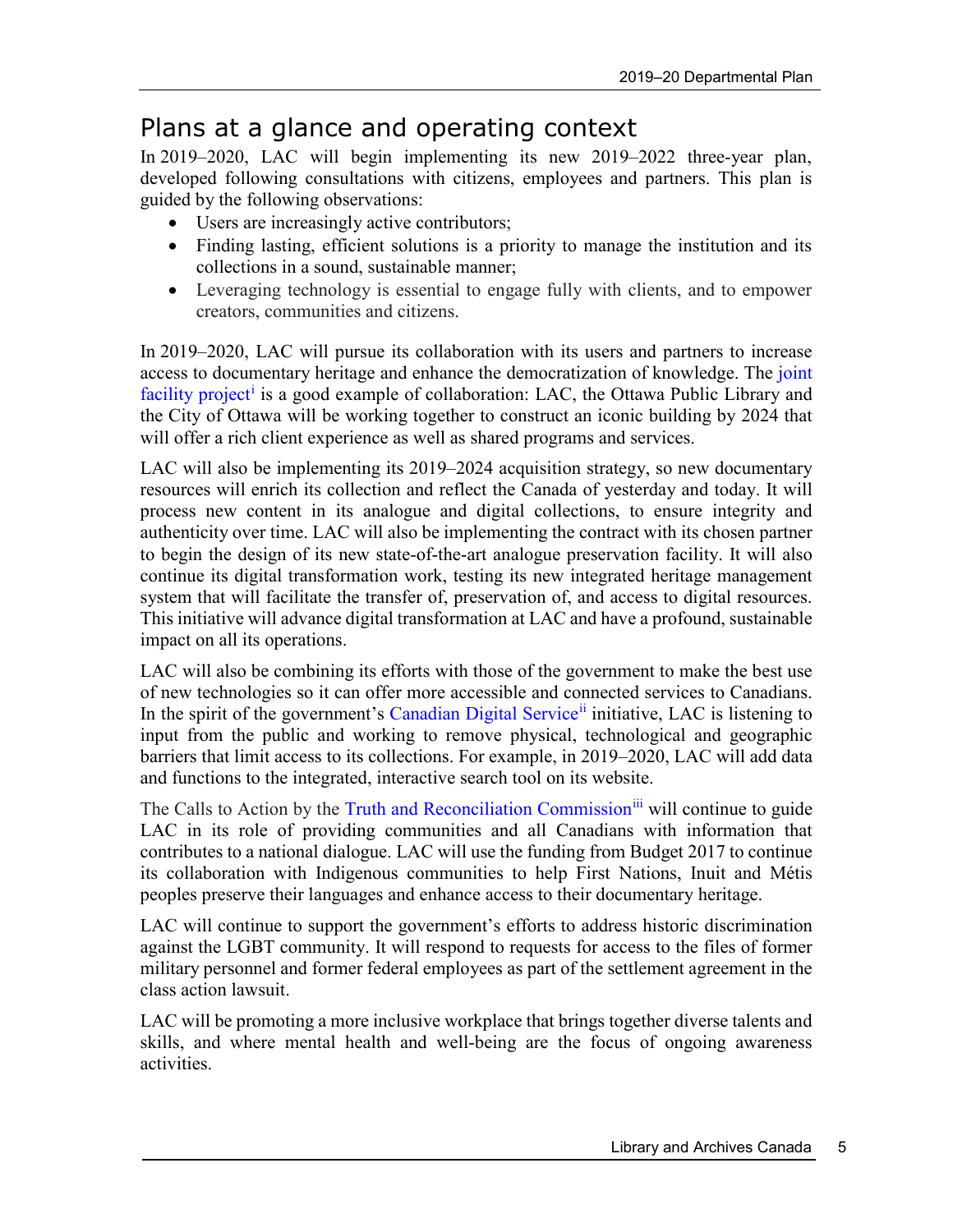# Plans at a glance and operating context

In 2019–2020, LAC will begin implementing its new 2019–2022 three-year plan, developed following consultations with citizens, employees and partners. This plan is guided by the following observations:

- Users are increasingly active contributors;
- Finding lasting, efficient solutions is a priority to manage the institution and its collections in a sound, sustainable manner;
- Leveraging technology is essential to engage fully with clients, and to empower creators, communities and citizens.

In 2019–2020, LAC will pursue its collaboration with its users and partners to increase access to documentary heritage and enhance the democratization of knowledge. The joint facility project[i] is a good example of collaboration: LAC, the Ottawa Public Library and the City of Ottawa will be working together to construct an iconic building by 2024 that will offer a rich client experience as well as shared programs and services.

LAC will also be implementing its 2019–2024 acquisition strategy, so new documentary resources will enrich its collection and reflect the Canada of yesterday and today. It will process new content in its analogue and digital collections, to ensure integrity and authenticity over time. LAC will also be implementing the contract with its chosen partner to begin the design of its new state-of-the-art analogue preservation facility. It will also continue its digital transformation work, testing its new integrated heritage management system that will facilitate the transfer of, preservation of, and access to digital resources. This initiative will advance digital transformation at LAC and have a profound, sustainable impact on all its operations.

LAC will also be combining its efforts with those of the government to make the best use of new technologies so it can offer more accessible and connected services to Canadians. In the spirit of the government's Canadian Digital Service[ii] initiative, LAC is listening to input from the public and working to remove physical, technological and geographic barriers that limit access to its collections. For example, in 2019–2020, LAC will add data and functions to the integrated, interactive search tool on its website.

The Calls to Action by the Truth and Reconciliation Commission[iii] will continue to guide LAC in its role of providing communities and all Canadians with information that contributes to a national dialogue. LAC will use the funding from Budget 2017 to continue its collaboration with Indigenous communities to help First Nations, Inuit and Métis peoples preserve their languages and enhance access to their documentary heritage.

LAC will continue to support the government's efforts to address historic discrimination against the LGBT community. It will respond to requests for access to the files of former military personnel and former federal employees as part of the settlement agreement in the class action lawsuit.

LAC will be promoting a more inclusive workplace that brings together diverse talents and skills, and where mental health and well-being are the focus of ongoing awareness activities.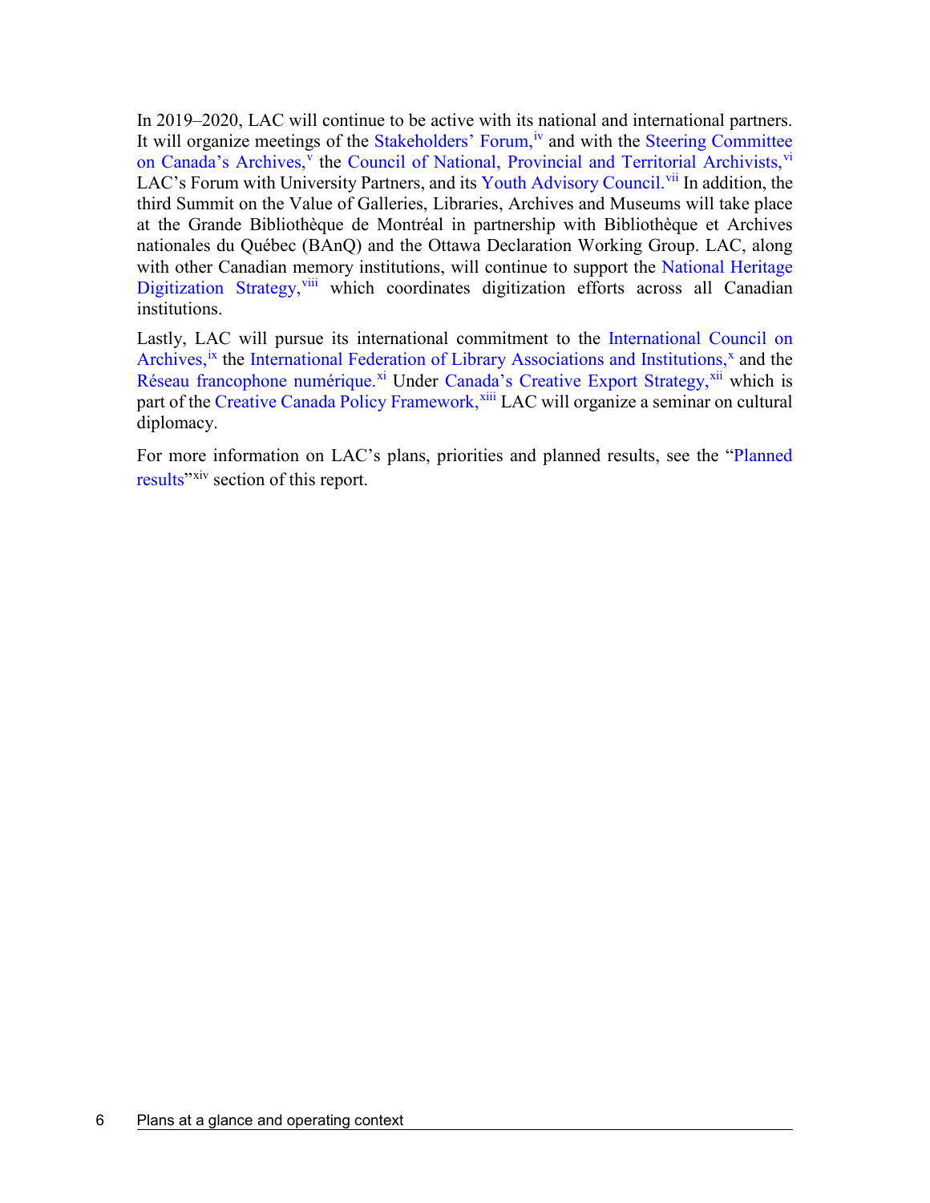In 2019–2020, LAC will continue to be active with its national and international partners. It will organize meetings of the Stakeholders' Forum,[iv] and with the Steering Committee on Canada's Archives,[v] the Council of National, Provincial and Territorial Archivists,[vi] LAC's Forum with University Partners, and its Youth Advisory Council.[vii] In addition, the third Summit on the Value of Galleries, Libraries, Archives and Museums will take place at the Grande Bibliothèque de Montréal in partnership with Bibliothèque et Archives nationales du Québec (BAnQ) and the Ottawa Declaration Working Group. LAC, along with other Canadian memory institutions, will continue to support the National Heritage Digitization Strategy,[viii] which coordinates digitization efforts across all Canadian institutions.

Lastly, LAC will pursue its international commitment to the International Council on Archives,[ix] the International Federation of Library Associations and Institutions,[x] and the Réseau francophone numérique.[xi] Under Canada's Creative Export Strategy,[xii] which is part of the Creative Canada Policy Framework,[xiii] LAC will organize a seminar on cultural diplomacy.

For more information on LAC's plans, priorities and planned results, see the "Planned results"[xiv] section of this report.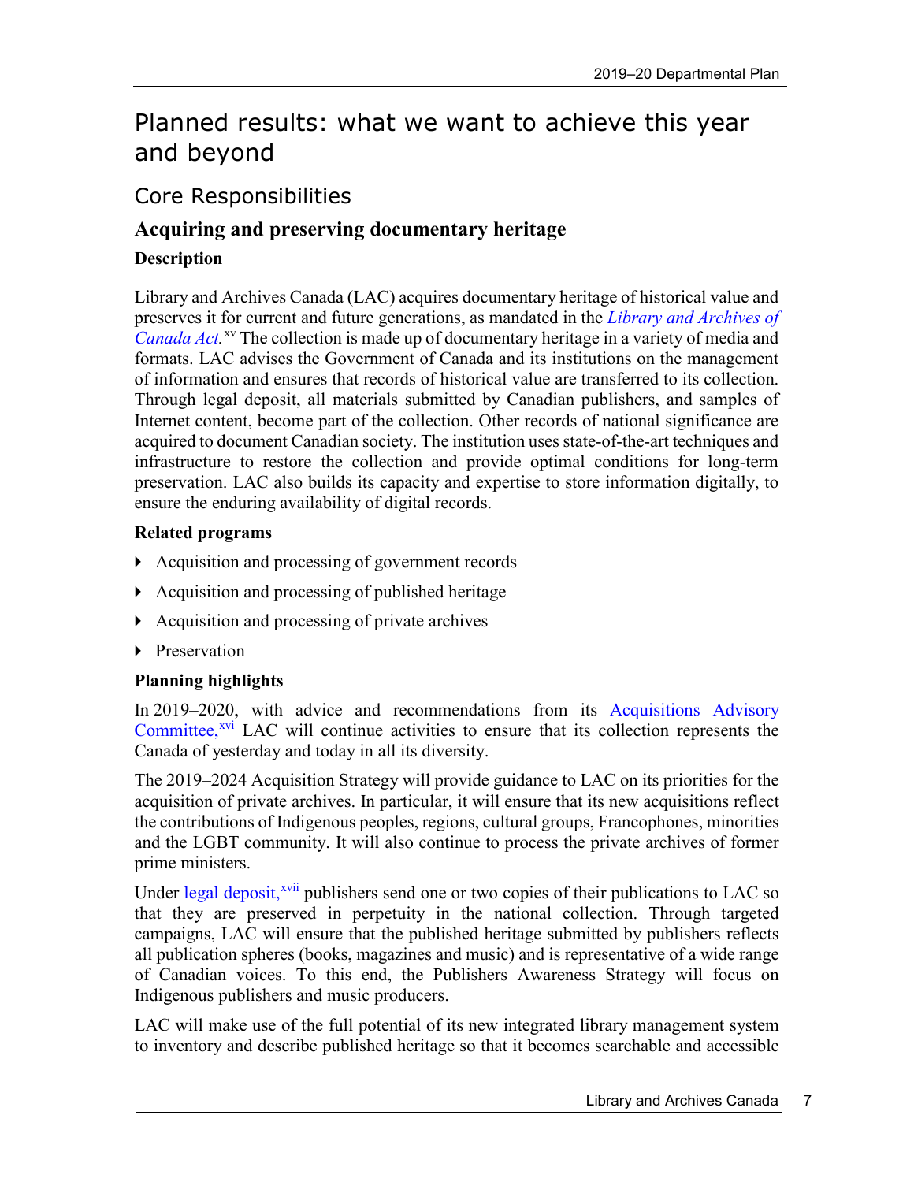# Planned results: what we want to achieve this year and beyond

## Core Responsibilities

### Acquiring and preserving documentary heritage

#### Description

Library and Archives Canada (LAC) acquires documentary heritage of historical value and preserves it for current and future generations, as mandated in the *Library and Archives of Canada Act.*[xv] The collection is made up of documentary heritage in a variety of media and formats. LAC advises the Government of Canada and its institutions on the management of information and ensures that records of historical value are transferred to its collection. Through legal deposit, all materials submitted by Canadian publishers, and samples of Internet content, become part of the collection. Other records of national significance are acquired to document Canadian society. The institution uses state-of-the-art techniques and infrastructure to restore the collection and provide optimal conditions for long-term preservation. LAC also builds its capacity and expertise to store information digitally, to ensure the enduring availability of digital records.

#### Related programs

- Acquisition and processing of government records
- Acquisition and processing of published heritage
- Acquisition and processing of private archives
- Preservation

#### Planning highlights

In 2019–2020, with advice and recommendations from its Acquisitions Advisory Committee,[xvi] LAC will continue activities to ensure that its collection represents the Canada of yesterday and today in all its diversity.

The 2019–2024 Acquisition Strategy will provide guidance to LAC on its priorities for the acquisition of private archives. In particular, it will ensure that its new acquisitions reflect the contributions of Indigenous peoples, regions, cultural groups, Francophones, minorities and the LGBT community. It will also continue to process the private archives of former prime ministers.

Under legal deposit,[xvii] publishers send one or two copies of their publications to LAC so that they are preserved in perpetuity in the national collection. Through targeted campaigns, LAC will ensure that the published heritage submitted by publishers reflects all publication spheres (books, magazines and music) and is representative of a wide range of Canadian voices. To this end, the Publishers Awareness Strategy will focus on Indigenous publishers and music producers.

LAC will make use of the full potential of its new integrated library management system to inventory and describe published heritage so that it becomes searchable and accessible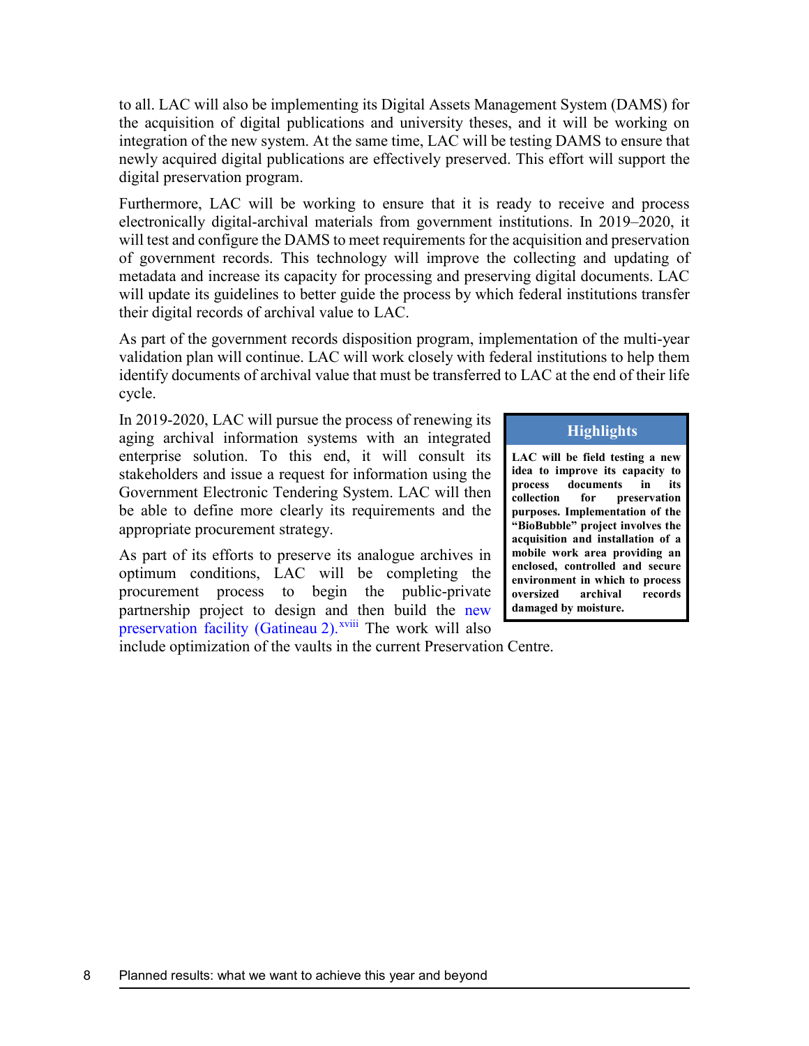to all. LAC will also be implementing its Digital Assets Management System (DAMS) for the acquisition of digital publications and university theses, and it will be working on integration of the new system. At the same time, LAC will be testing DAMS to ensure that newly acquired digital publications are effectively preserved. This effort will support the digital preservation program.

Furthermore, LAC will be working to ensure that it is ready to receive and process electronically digital-archival materials from government institutions. In 2019–2020, it will test and configure the DAMS to meet requirements for the acquisition and preservation of government records. This technology will improve the collecting and updating of metadata and increase its capacity for processing and preserving digital documents. LAC will update its guidelines to better guide the process by which federal institutions transfer their digital records of archival value to LAC.

As part of the government records disposition program, implementation of the multi-year validation plan will continue. LAC will work closely with federal institutions to help them identify documents of archival value that must be transferred to LAC at the end of their life cycle.

In 2019-2020, LAC will pursue the process of renewing its aging archival information systems with an integrated enterprise solution. To this end, it will consult its stakeholders and issue a request for information using the Government Electronic Tendering System. LAC will then be able to define more clearly its requirements and the appropriate procurement strategy.

As part of its efforts to preserve its analogue archives in optimum conditions, LAC will be completing the procurement process to begin the public-private partnership project to design and then build the new preservation facility (Gatineau 2).[xviii] The work will also include optimization of the vaults in the current Preservation Centre.

> **Highlights**
>
> **LAC will be field testing a new idea to improve its capacity to process documents in its collection for preservation purposes. Implementation of the "BioBubble" project involves the acquisition and installation of a mobile work area providing an enclosed, controlled and secure environment in which to process oversized archival records damaged by moisture.**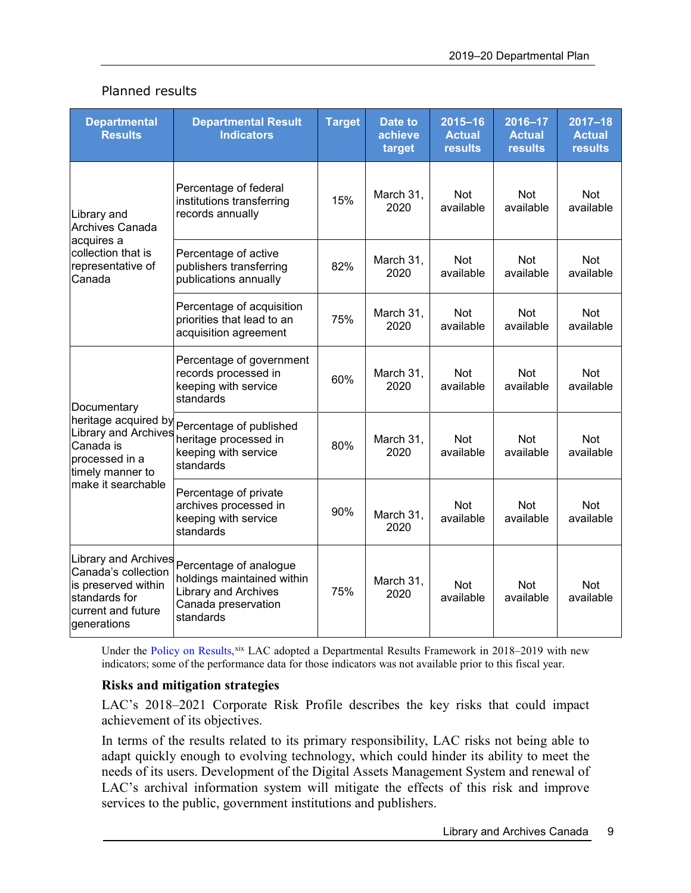Planned results

| Departmental Results | Departmental Result Indicators | Target | Date to achieve target | 2015–16 Actual results | 2016–17 Actual results | 2017–18 Actual results |
|---|---|---|---|---|---|---|
| Library and Archives Canada acquires a collection that is representative of Canada | Percentage of federal institutions transferring records annually | 15% | March 31, 2020 | Not available | Not available | Not available |
| | Percentage of active publishers transferring publications annually | 82% | March 31, 2020 | Not available | Not available | Not available |
| | Percentage of acquisition priorities that lead to an acquisition agreement | 75% | March 31, 2020 | Not available | Not available | Not available |
| Documentary heritage acquired by Library and Archives Canada is processed in a timely manner to make it searchable | Percentage of government records processed in keeping with service standards | 60% | March 31, 2020 | Not available | Not available | Not available |
| | Percentage of published heritage processed in keeping with service standards | 80% | March 31, 2020 | Not available | Not available | Not available |
| | Percentage of private archives processed in keeping with service standards | 90% | March 31, 2020 | Not available | Not available | Not available |
| Library and Archives Canada's collection is preserved within standards for current and future generations | Percentage of analogue holdings maintained within Library and Archives Canada preservation standards | 75% | March 31, 2020 | Not available | Not available | Not available |

Under the Policy on Results,[xix] LAC adopted a Departmental Results Framework in 2018–2019 with new indicators; some of the performance data for those indicators was not available prior to this fiscal year.

**Risks and mitigation strategies**

LAC's 2018–2021 Corporate Risk Profile describes the key risks that could impact achievement of its objectives.

In terms of the results related to its primary responsibility, LAC risks not being able to adapt quickly enough to evolving technology, which could hinder its ability to meet the needs of its users. Development of the Digital Assets Management System and renewal of LAC's archival information system will mitigate the effects of this risk and improve services to the public, government institutions and publishers.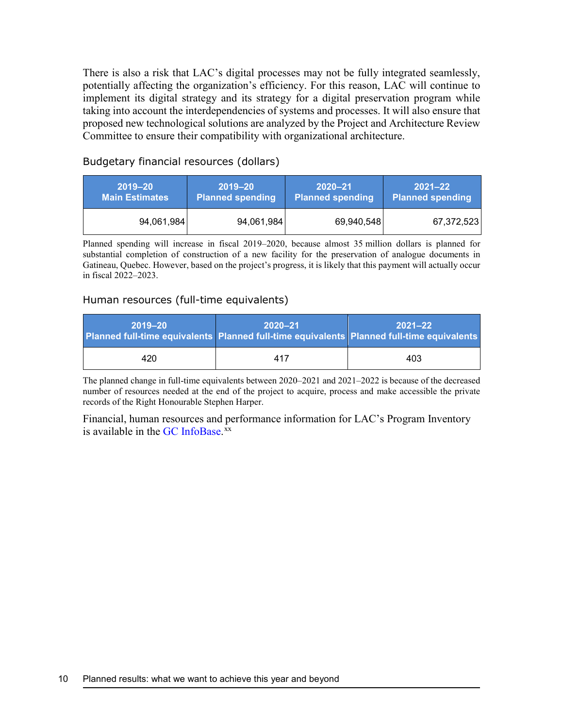There is also a risk that LAC's digital processes may not be fully integrated seamlessly, potentially affecting the organization's efficiency. For this reason, LAC will continue to implement its digital strategy and its strategy for a digital preservation program while taking into account the interdependencies of systems and processes. It will also ensure that proposed new technological solutions are analyzed by the Project and Architecture Review Committee to ensure their compatibility with organizational architecture.

### Budgetary financial resources (dollars)

| 2019–20 Main Estimates | 2019–20 Planned spending | 2020–21 Planned spending | 2021–22 Planned spending |
|---|---|---|---|
| 94,061,984 | 94,061,984 | 69,940,548 | 67,372,523 |

Planned spending will increase in fiscal 2019–2020, because almost 35 million dollars is planned for substantial completion of construction of a new facility for the preservation of analogue documents in Gatineau, Quebec. However, based on the project's progress, it is likely that this payment will actually occur in fiscal 2022–2023.

### Human resources (full-time equivalents)

| 2019–20 Planned full-time equivalents | 2020–21 Planned full-time equivalents | 2021–22 Planned full-time equivalents |
|---|---|---|
| 420 | 417 | 403 |

The planned change in full-time equivalents between 2020–2021 and 2021–2022 is because of the decreased number of resources needed at the end of the project to acquire, process and make accessible the private records of the Right Honourable Stephen Harper.

Financial, human resources and performance information for LAC's Program Inventory is available in the GC InfoBase.[xx]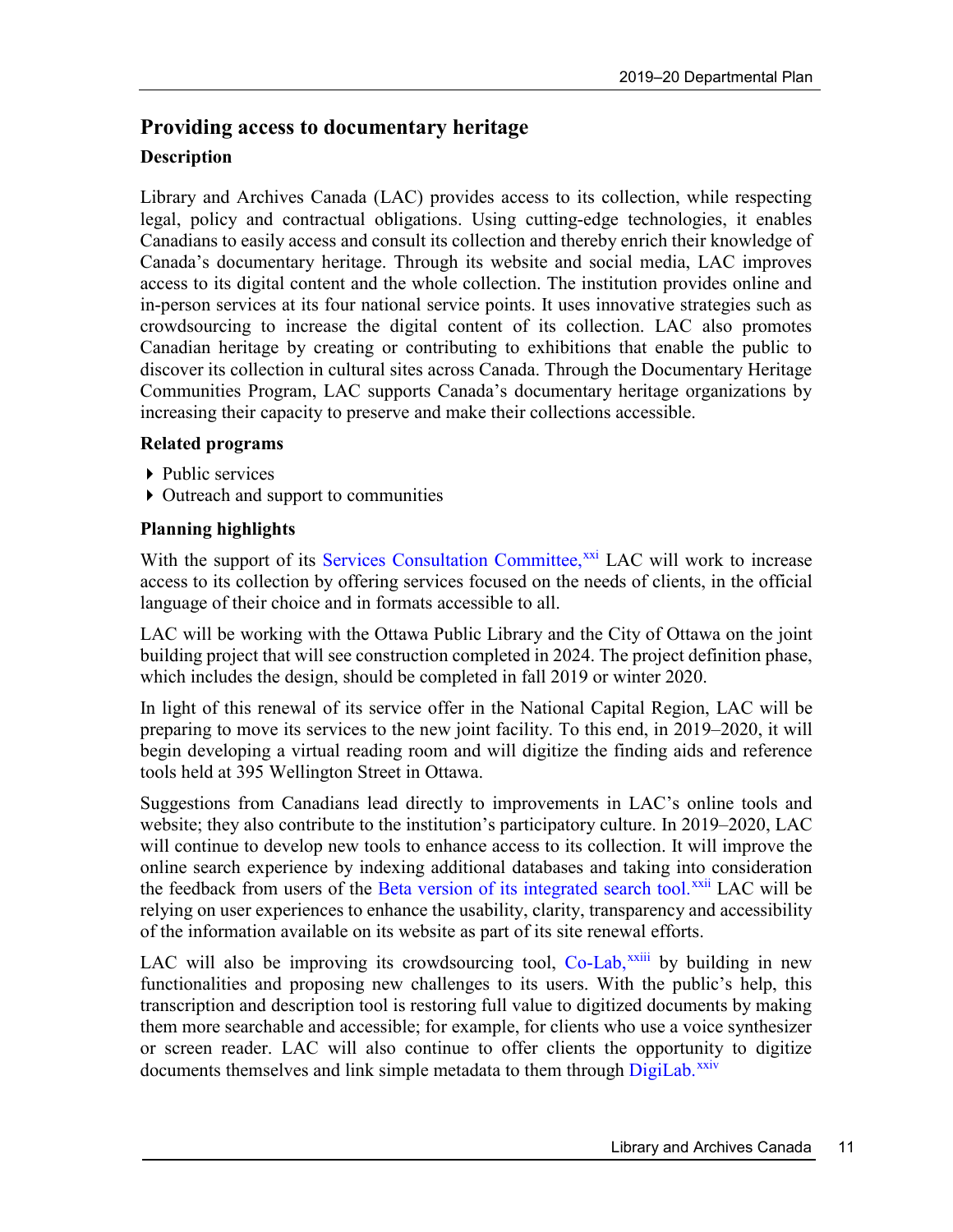## Providing access to documentary heritage

### Description

Library and Archives Canada (LAC) provides access to its collection, while respecting legal, policy and contractual obligations. Using cutting-edge technologies, it enables Canadians to easily access and consult its collection and thereby enrich their knowledge of Canada's documentary heritage. Through its website and social media, LAC improves access to its digital content and the whole collection. The institution provides online and in-person services at its four national service points. It uses innovative strategies such as crowdsourcing to increase the digital content of its collection. LAC also promotes Canadian heritage by creating or contributing to exhibitions that enable the public to discover its collection in cultural sites across Canada. Through the Documentary Heritage Communities Program, LAC supports Canada's documentary heritage organizations by increasing their capacity to preserve and make their collections accessible.

### Related programs

- Public services
- Outreach and support to communities

### Planning highlights

With the support of its Services Consultation Committee,[xxi] LAC will work to increase access to its collection by offering services focused on the needs of clients, in the official language of their choice and in formats accessible to all.

LAC will be working with the Ottawa Public Library and the City of Ottawa on the joint building project that will see construction completed in 2024. The project definition phase, which includes the design, should be completed in fall 2019 or winter 2020.

In light of this renewal of its service offer in the National Capital Region, LAC will be preparing to move its services to the new joint facility. To this end, in 2019–2020, it will begin developing a virtual reading room and will digitize the finding aids and reference tools held at 395 Wellington Street in Ottawa.

Suggestions from Canadians lead directly to improvements in LAC's online tools and website; they also contribute to the institution's participatory culture. In 2019–2020, LAC will continue to develop new tools to enhance access to its collection. It will improve the online search experience by indexing additional databases and taking into consideration the feedback from users of the Beta version of its integrated search tool.[xxii] LAC will be relying on user experiences to enhance the usability, clarity, transparency and accessibility of the information available on its website as part of its site renewal efforts.

LAC will also be improving its crowdsourcing tool, Co-Lab,[xxiii] by building in new functionalities and proposing new challenges to its users. With the public's help, this transcription and description tool is restoring full value to digitized documents by making them more searchable and accessible; for example, for clients who use a voice synthesizer or screen reader. LAC will also continue to offer clients the opportunity to digitize documents themselves and link simple metadata to them through DigiLab.[xxiv]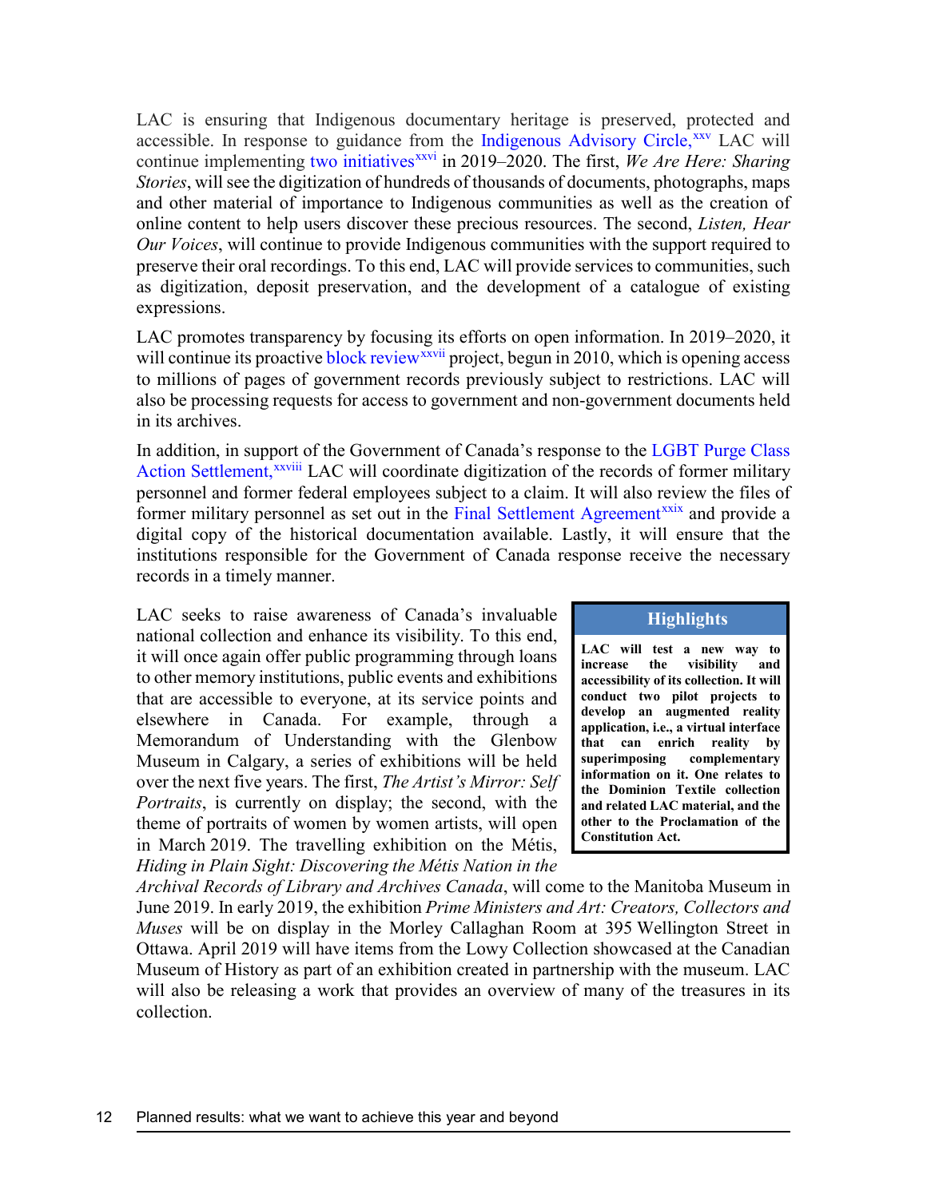LAC is ensuring that Indigenous documentary heritage is preserved, protected and accessible. In response to guidance from the Indigenous Advisory Circle,[xxv] LAC will continue implementing two initiatives[xxvi] in 2019–2020. The first, *We Are Here: Sharing Stories*, will see the digitization of hundreds of thousands of documents, photographs, maps and other material of importance to Indigenous communities as well as the creation of online content to help users discover these precious resources. The second, *Listen, Hear Our Voices*, will continue to provide Indigenous communities with the support required to preserve their oral recordings. To this end, LAC will provide services to communities, such as digitization, deposit preservation, and the development of a catalogue of existing expressions.

LAC promotes transparency by focusing its efforts on open information. In 2019–2020, it will continue its proactive block review[xxvii] project, begun in 2010, which is opening access to millions of pages of government records previously subject to restrictions. LAC will also be processing requests for access to government and non-government documents held in its archives.

In addition, in support of the Government of Canada's response to the LGBT Purge Class Action Settlement,[xxviii] LAC will coordinate digitization of the records of former military personnel and former federal employees subject to a claim. It will also review the files of former military personnel as set out in the Final Settlement Agreement[xxix] and provide a digital copy of the historical documentation available. Lastly, it will ensure that the institutions responsible for the Government of Canada response receive the necessary records in a timely manner.

LAC seeks to raise awareness of Canada's invaluable national collection and enhance its visibility. To this end, it will once again offer public programming through loans to other memory institutions, public events and exhibitions that are accessible to everyone, at its service points and elsewhere in Canada. For example, through a Memorandum of Understanding with the Glenbow Museum in Calgary, a series of exhibitions will be held over the next five years. The first, *The Artist's Mirror: Self Portraits*, is currently on display; the second, with the theme of portraits of women by women artists, will open in March 2019. The travelling exhibition on the Métis, *Hiding in Plain Sight: Discovering the Métis Nation in the Archival Records of Library and Archives Canada*, will come to the Manitoba Museum in June 2019. In early 2019, the exhibition *Prime Ministers and Art: Creators, Collectors and Muses* will be on display in the Morley Callaghan Room at 395 Wellington Street in Ottawa. April 2019 will have items from the Lowy Collection showcased at the Canadian Museum of History as part of an exhibition created in partnership with the museum. LAC will also be releasing a work that provides an overview of many of the treasures in its collection.

**Highlights**

**LAC will test a new way to increase the visibility and accessibility of its collection. It will conduct two pilot projects to develop an augmented reality application, i.e., a virtual interface that can enrich reality by superimposing complementary information on it. One relates to the Dominion Textile collection and related LAC material, and the other to the Proclamation of the Constitution Act.**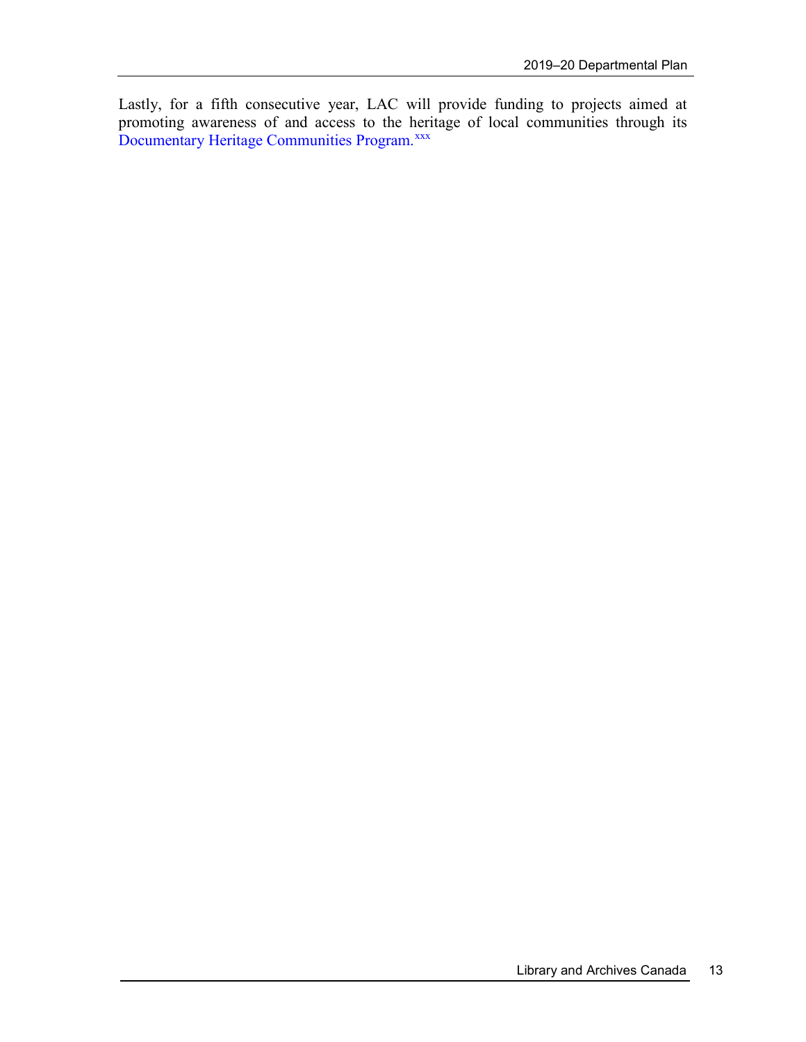Lastly, for a fifth consecutive year, LAC will provide funding to projects aimed at promoting awareness of and access to the heritage of local communities through its Documentary Heritage Communities Program.[xxx]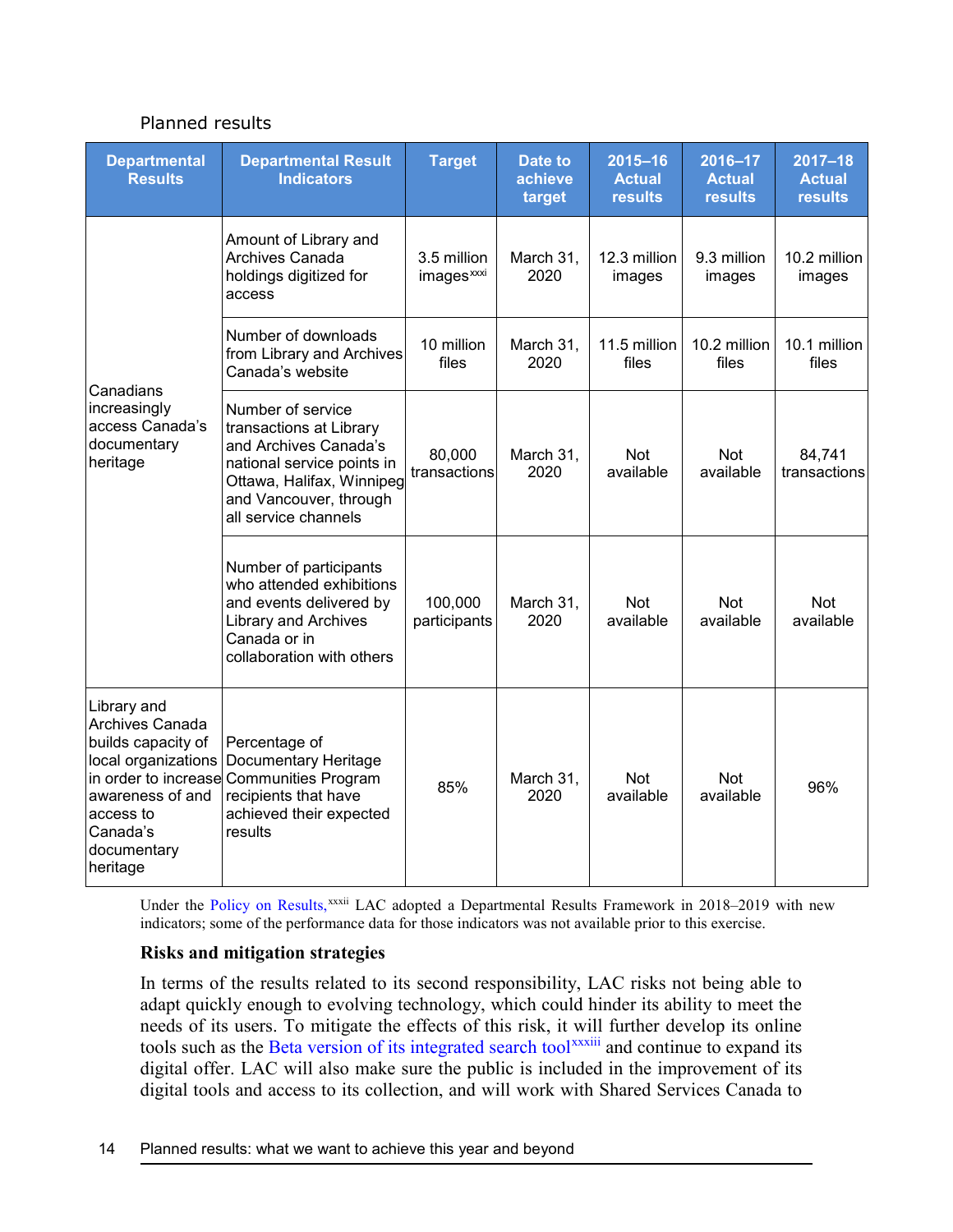Planned results

| Departmental Results | Departmental Result Indicators | Target | Date to achieve target | 2015–16 Actual results | 2016–17 Actual results | 2017–18 Actual results |
|---|---|---|---|---|---|---|
| Canadians increasingly access Canada's documentary heritage | Amount of Library and Archives Canada holdings digitized for access | 3.5 million images[xxxi] | March 31, 2020 | 12.3 million images | 9.3 million images | 10.2 million images |
| | Number of downloads from Library and Archives Canada's website | 10 million files | March 31, 2020 | 11.5 million files | 10.2 million files | 10.1 million files |
| | Number of service transactions at Library and Archives Canada's national service points in Ottawa, Halifax, Winnipeg and Vancouver, through all service channels | 80,000 transactions | March 31, 2020 | Not available | Not available | 84,741 transactions |
| | Number of participants who attended exhibitions and events delivered by Library and Archives Canada or in collaboration with others | 100,000 participants | March 31, 2020 | Not available | Not available | Not available |
| Library and Archives Canada builds capacity of local organizations in order to increase awareness of and access to Canada's documentary heritage | Percentage of Documentary Heritage Communities Program recipients that have achieved their expected results | 85% | March 31, 2020 | Not available | Not available | 96% |

Under the Policy on Results,[xxxii] LAC adopted a Departmental Results Framework in 2018–2019 with new indicators; some of the performance data for those indicators was not available prior to this exercise.

**Risks and mitigation strategies**

In terms of the results related to its second responsibility, LAC risks not being able to adapt quickly enough to evolving technology, which could hinder its ability to meet the needs of its users. To mitigate the effects of this risk, it will further develop its online tools such as the Beta version of its integrated search tool[xxxiii] and continue to expand its digital offer. LAC will also make sure the public is included in the improvement of its digital tools and access to its collection, and will work with Shared Services Canada to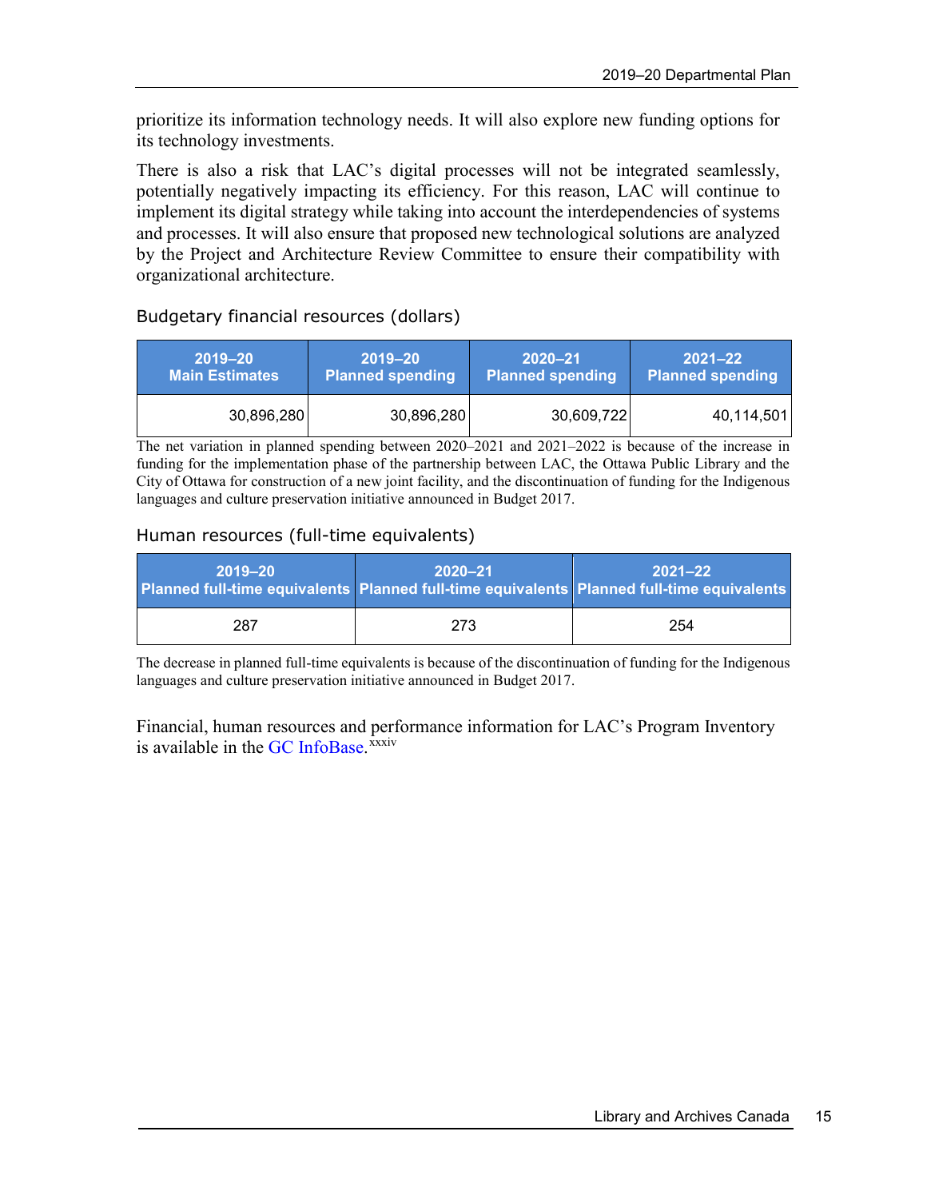prioritize its information technology needs. It will also explore new funding options for its technology investments.

There is also a risk that LAC's digital processes will not be integrated seamlessly, potentially negatively impacting its efficiency. For this reason, LAC will continue to implement its digital strategy while taking into account the interdependencies of systems and processes. It will also ensure that proposed new technological solutions are analyzed by the Project and Architecture Review Committee to ensure their compatibility with organizational architecture.

### Budgetary financial resources (dollars)

| 2019–20 Main Estimates | 2019–20 Planned spending | 2020–21 Planned spending | 2021–22 Planned spending |
|---|---|---|---|
| 30,896,280 | 30,896,280 | 30,609,722 | 40,114,501 |

The net variation in planned spending between 2020–2021 and 2021–2022 is because of the increase in funding for the implementation phase of the partnership between LAC, the Ottawa Public Library and the City of Ottawa for construction of a new joint facility, and the discontinuation of funding for the Indigenous languages and culture preservation initiative announced in Budget 2017.

### Human resources (full-time equivalents)

| 2019–20 Planned full-time equivalents | 2020–21 Planned full-time equivalents | 2021–22 Planned full-time equivalents |
|---|---|---|
| 287 | 273 | 254 |

The decrease in planned full-time equivalents is because of the discontinuation of funding for the Indigenous languages and culture preservation initiative announced in Budget 2017.

Financial, human resources and performance information for LAC's Program Inventory is available in the GC InfoBase.[xxxiv]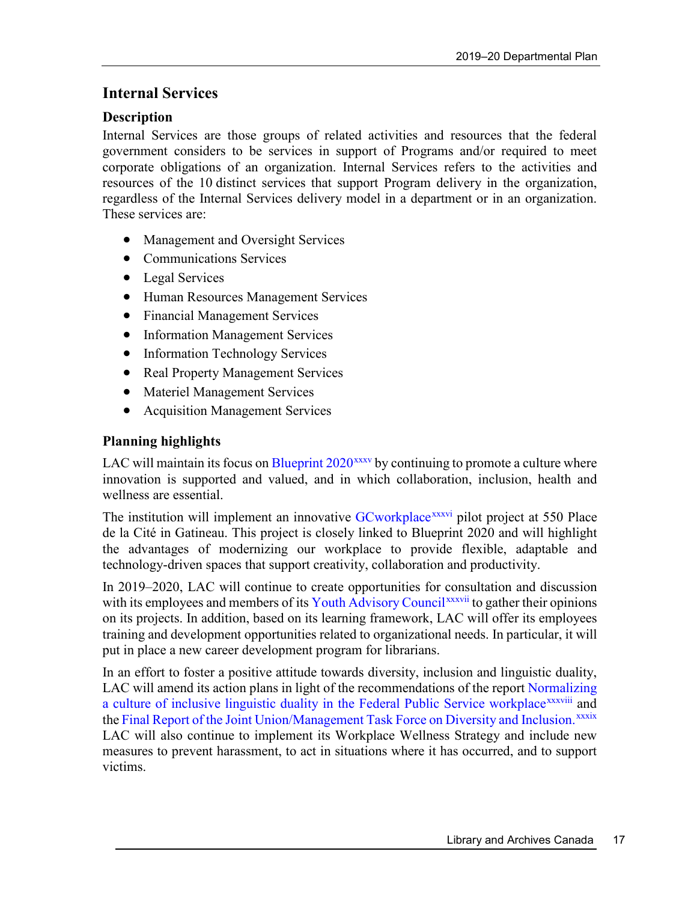## Internal Services

### Description

Internal Services are those groups of related activities and resources that the federal government considers to be services in support of Programs and/or required to meet corporate obligations of an organization. Internal Services refers to the activities and resources of the 10 distinct services that support Program delivery in the organization, regardless of the Internal Services delivery model in a department or in an organization. These services are:

- Management and Oversight Services
- Communications Services
- Legal Services
- Human Resources Management Services
- Financial Management Services
- Information Management Services
- Information Technology Services
- Real Property Management Services
- Materiel Management Services
- Acquisition Management Services

### Planning highlights

LAC will maintain its focus on Blueprint 2020[xxxv] by continuing to promote a culture where innovation is supported and valued, and in which collaboration, inclusion, health and wellness are essential.

The institution will implement an innovative GCworkplace[xxxvi] pilot project at 550 Place de la Cité in Gatineau. This project is closely linked to Blueprint 2020 and will highlight the advantages of modernizing our workplace to provide flexible, adaptable and technology-driven spaces that support creativity, collaboration and productivity.

In 2019–2020, LAC will continue to create opportunities for consultation and discussion with its employees and members of its Youth Advisory Council[xxxvii] to gather their opinions on its projects. In addition, based on its learning framework, LAC will offer its employees training and development opportunities related to organizational needs. In particular, it will put in place a new career development program for librarians.

In an effort to foster a positive attitude towards diversity, inclusion and linguistic duality, LAC will amend its action plans in light of the recommendations of the report Normalizing a culture of inclusive linguistic duality in the Federal Public Service workplace[xxxviii] and the Final Report of the Joint Union/Management Task Force on Diversity and Inclusion.[xxxix] LAC will also continue to implement its Workplace Wellness Strategy and include new measures to prevent harassment, to act in situations where it has occurred, and to support victims.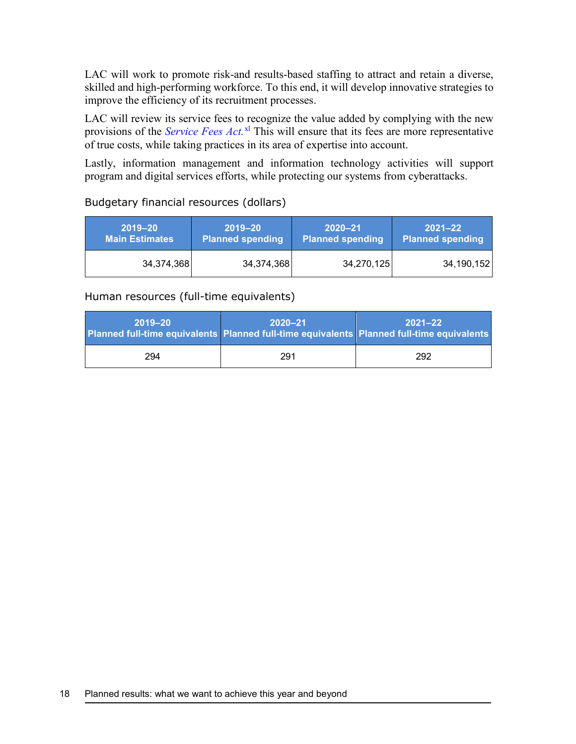LAC will work to promote risk-and results-based staffing to attract and retain a diverse, skilled and high-performing workforce. To this end, it will develop innovative strategies to improve the efficiency of its recruitment processes.

LAC will review its service fees to recognize the value added by complying with the new provisions of the *Service Fees Act.*[xl] This will ensure that its fees are more representative of true costs, while taking practices in its area of expertise into account.

Lastly, information management and information technology activities will support program and digital services efforts, while protecting our systems from cyberattacks.

Budgetary financial resources (dollars)

| 2019–20 Main Estimates | 2019–20 Planned spending | 2020–21 Planned spending | 2021–22 Planned spending |
|---|---|---|---|
| 34,374,368 | 34,374,368 | 34,270,125 | 34,190,152 |

Human resources (full-time equivalents)

| 2019–20 Planned full-time equivalents | 2020–21 Planned full-time equivalents | 2021–22 Planned full-time equivalents |
|---|---|---|
| 294 | 291 | 292 |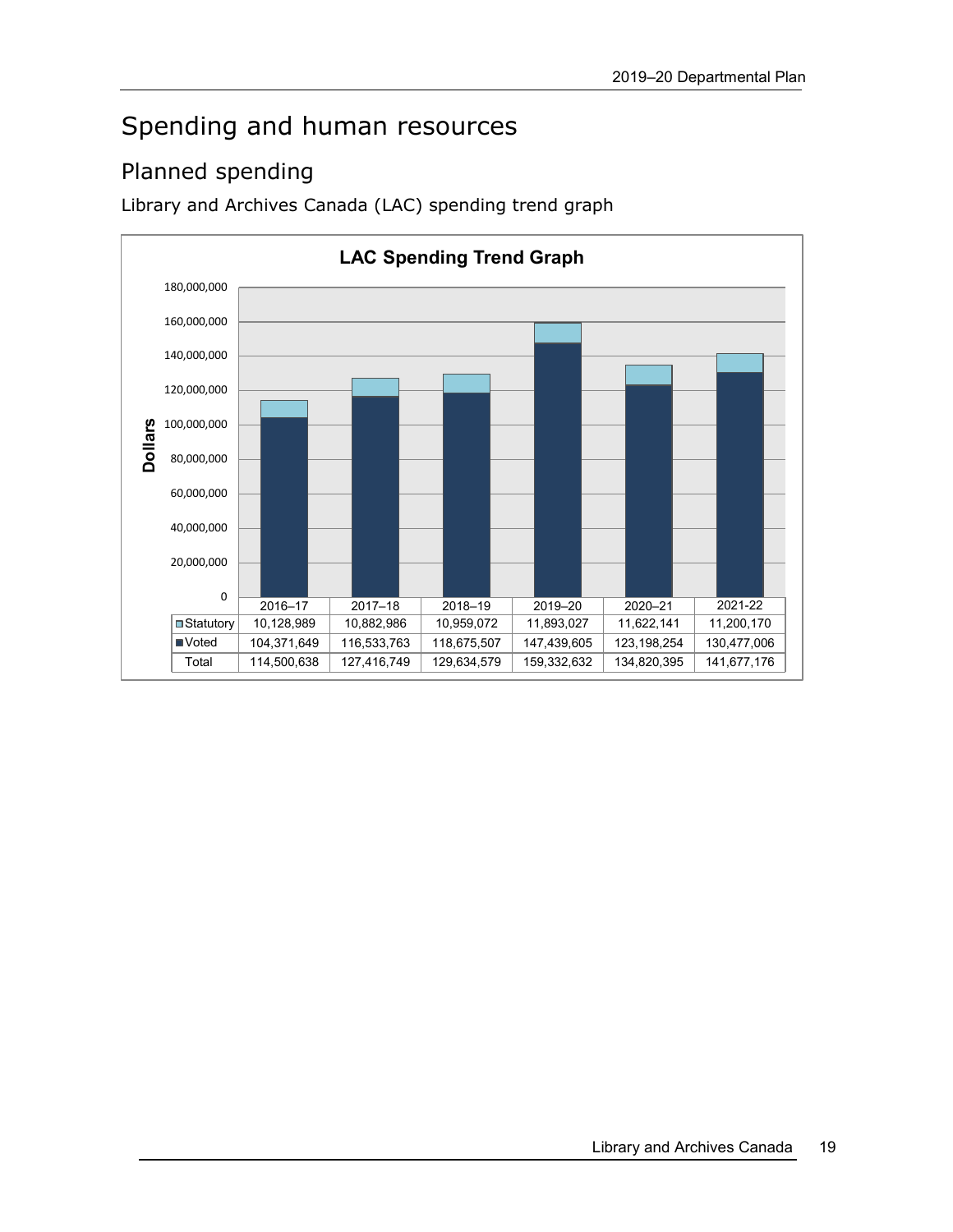# Spending and human resources

## Planned spending

Library and Archives Canada (LAC) spending trend graph

**LAC Spending Trend Graph**

| | 2016–17 | 2017–18 | 2018–19 | 2019–20 | 2020–21 | 2021-22 |
|---|---|---|---|---|---|---|
| Statutory | 10,128,989 | 10,882,986 | 10,959,072 | 11,893,027 | 11,622,141 | 11,200,170 |
| Voted | 104,371,649 | 116,533,763 | 118,675,507 | 147,439,605 | 123,198,254 | 130,477,006 |
| Total | 114,500,638 | 127,416,749 | 129,634,579 | 159,332,632 | 134,820,395 | 141,677,176 |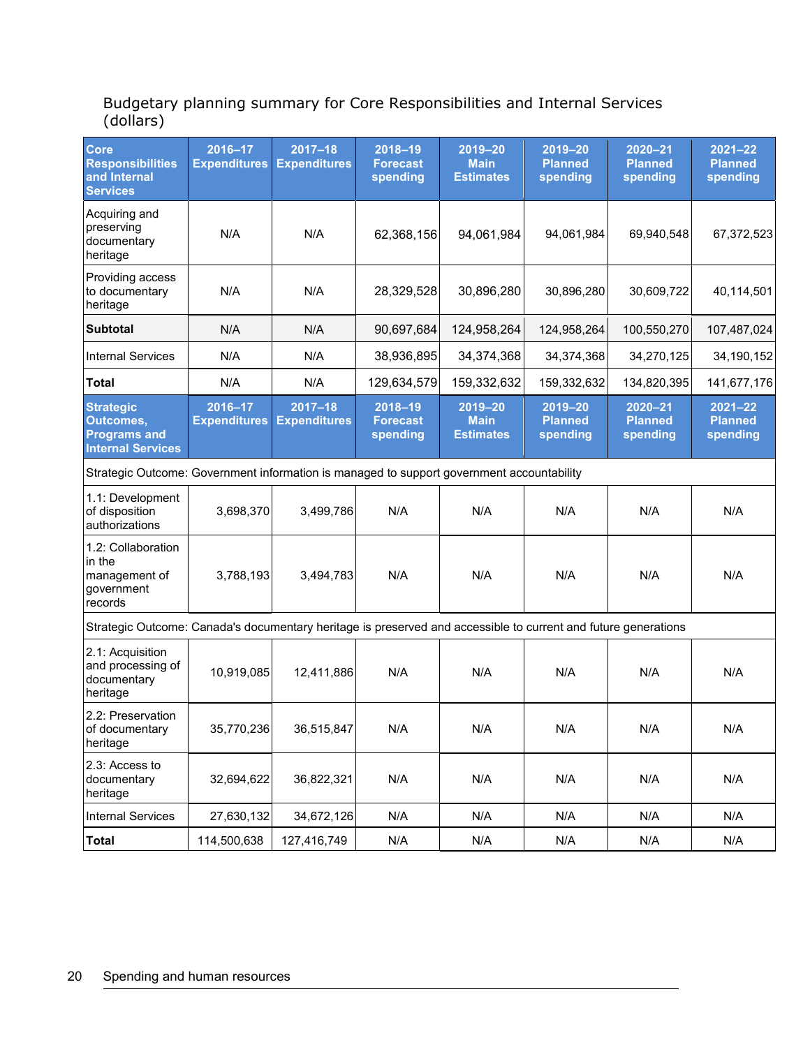Budgetary planning summary for Core Responsibilities and Internal Services (dollars)

| Core Responsibilities and Internal Services | 2016–17 Expenditures | 2017–18 Expenditures | 2018–19 Forecast spending | 2019–20 Main Estimates | 2019–20 Planned spending | 2020–21 Planned spending | 2021–22 Planned spending |
|---|---|---|---|---|---|---|---|
| Acquiring and preserving documentary heritage | N/A | N/A | 62,368,156 | 94,061,984 | 94,061,984 | 69,940,548 | 67,372,523 |
| Providing access to documentary heritage | N/A | N/A | 28,329,528 | 30,896,280 | 30,896,280 | 30,609,722 | 40,114,501 |
| **Subtotal** | N/A | N/A | 90,697,684 | 124,958,264 | 124,958,264 | 100,550,270 | 107,487,024 |
| Internal Services | N/A | N/A | 38,936,895 | 34,374,368 | 34,374,368 | 34,270,125 | 34,190,152 |
| **Total** | N/A | N/A | 129,634,579 | 159,332,632 | 159,332,632 | 134,820,395 | 141,677,176 |
| **Strategic Outcomes, Programs and Internal Services** | **2016–17 Expenditures** | **2017–18 Expenditures** | **2018–19 Forecast spending** | **2019–20 Main Estimates** | **2019–20 Planned spending** | **2020–21 Planned spending** | **2021–22 Planned spending** |
| Strategic Outcome: Government information is managed to support government accountability | | | | | | | |
| 1.1: Development of disposition authorizations | 3,698,370 | 3,499,786 | N/A | N/A | N/A | N/A | N/A |
| 1.2: Collaboration in the management of government records | 3,788,193 | 3,494,783 | N/A | N/A | N/A | N/A | N/A |
| Strategic Outcome: Canada's documentary heritage is preserved and accessible to current and future generations | | | | | | | |
| 2.1: Acquisition and processing of documentary heritage | 10,919,085 | 12,411,886 | N/A | N/A | N/A | N/A | N/A |
| 2.2: Preservation of documentary heritage | 35,770,236 | 36,515,847 | N/A | N/A | N/A | N/A | N/A |
| 2.3: Access to documentary heritage | 32,694,622 | 36,822,321 | N/A | N/A | N/A | N/A | N/A |
| Internal Services | 27,630,132 | 34,672,126 | N/A | N/A | N/A | N/A | N/A |
| **Total** | 114,500,638 | 127,416,749 | N/A | N/A | N/A | N/A | N/A |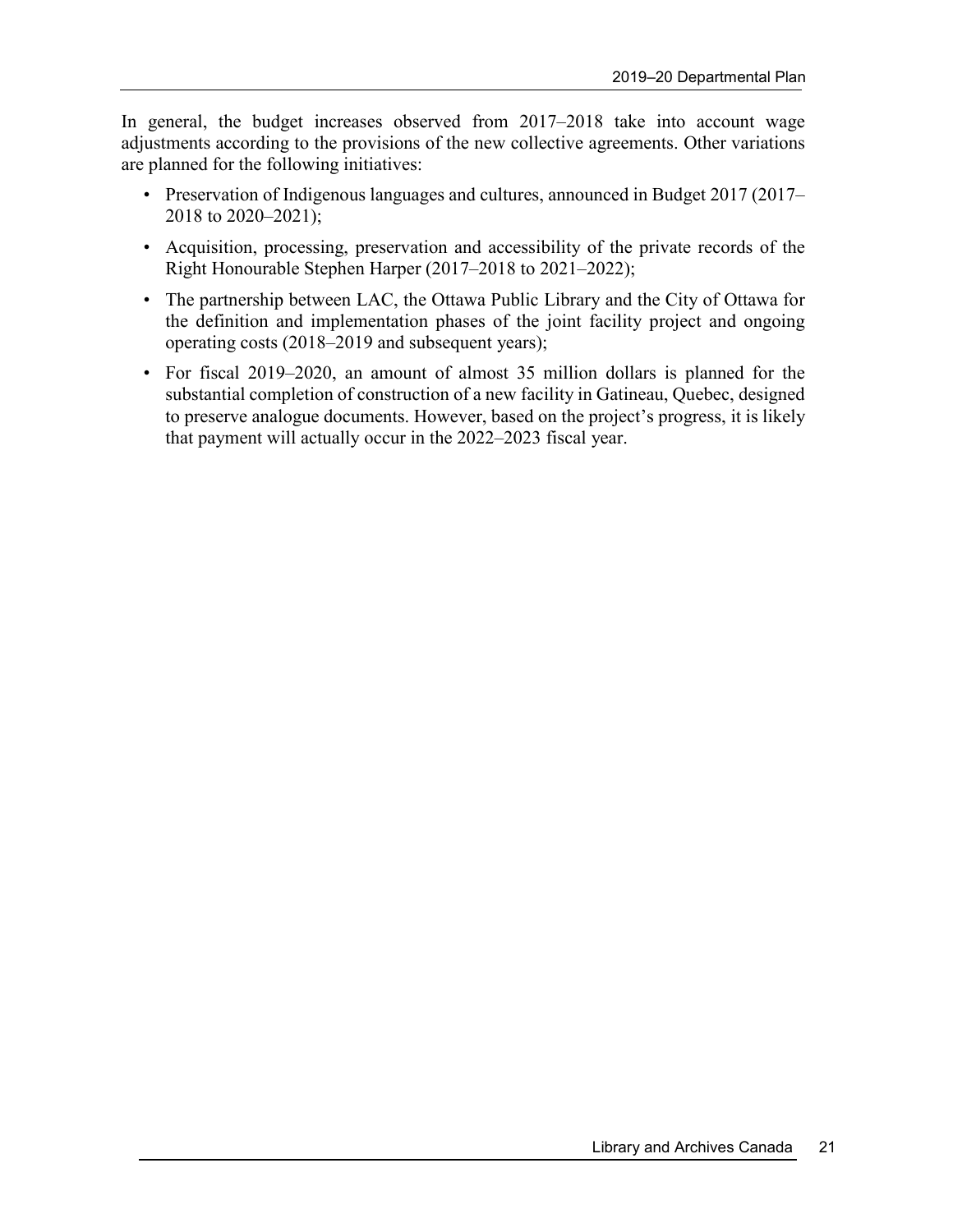In general, the budget increases observed from 2017–2018 take into account wage adjustments according to the provisions of the new collective agreements. Other variations are planned for the following initiatives:

- Preservation of Indigenous languages and cultures, announced in Budget 2017 (2017–2018 to 2020–2021);
- Acquisition, processing, preservation and accessibility of the private records of the Right Honourable Stephen Harper (2017–2018 to 2021–2022);
- The partnership between LAC, the Ottawa Public Library and the City of Ottawa for the definition and implementation phases of the joint facility project and ongoing operating costs (2018–2019 and subsequent years);
- For fiscal 2019–2020, an amount of almost 35 million dollars is planned for the substantial completion of construction of a new facility in Gatineau, Quebec, designed to preserve analogue documents. However, based on the project's progress, it is likely that payment will actually occur in the 2022–2023 fiscal year.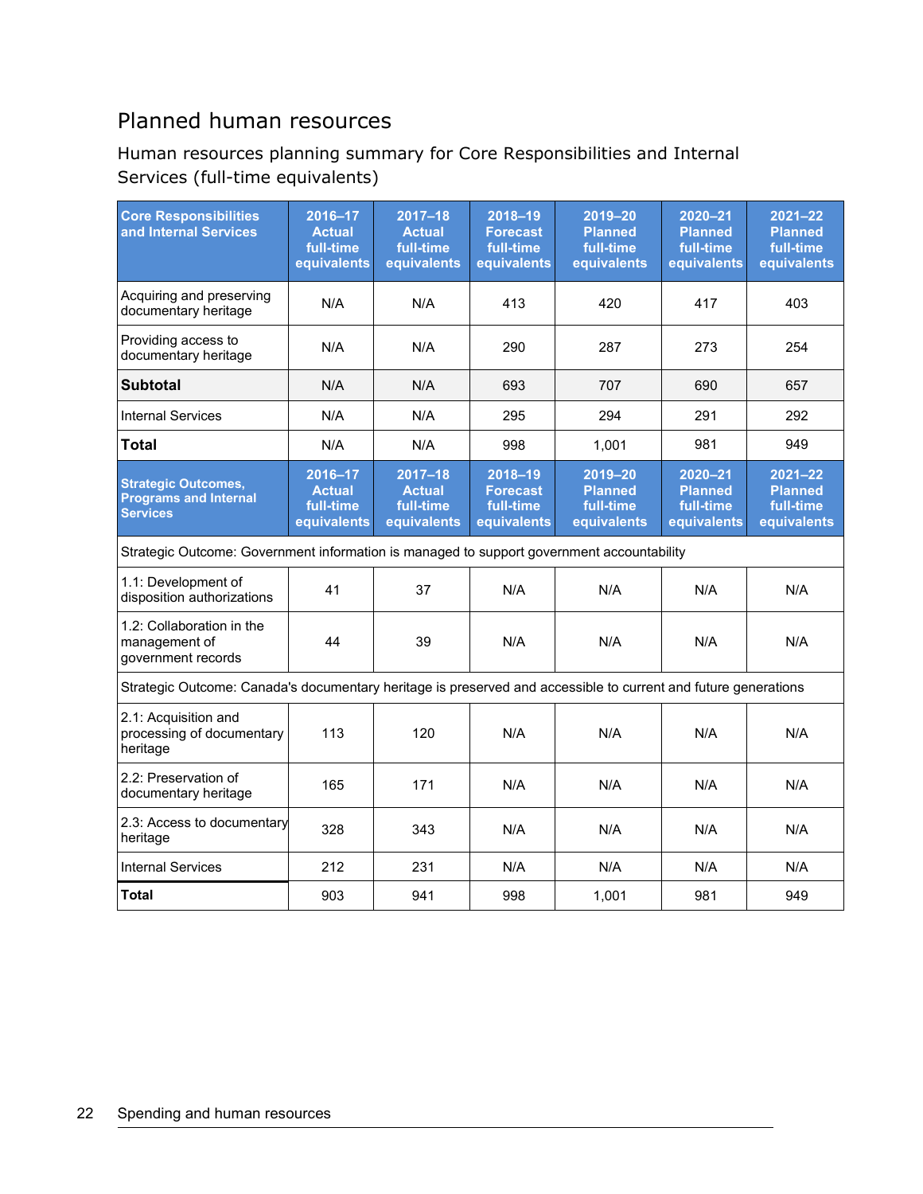## Planned human resources

### Human resources planning summary for Core Responsibilities and Internal Services (full-time equivalents)

| Core Responsibilities and Internal Services | 2016–17 Actual full-time equivalents | 2017–18 Actual full-time equivalents | 2018–19 Forecast full-time equivalents | 2019–20 Planned full-time equivalents | 2020–21 Planned full-time equivalents | 2021–22 Planned full-time equivalents |
|---|---|---|---|---|---|---|
| Acquiring and preserving documentary heritage | N/A | N/A | 413 | 420 | 417 | 403 |
| Providing access to documentary heritage | N/A | N/A | 290 | 287 | 273 | 254 |
| **Subtotal** | N/A | N/A | 693 | 707 | 690 | 657 |
| Internal Services | N/A | N/A | 295 | 294 | 291 | 292 |
| **Total** | N/A | N/A | 998 | 1,001 | 981 | 949 |
| **Strategic Outcomes, Programs and Internal Services** | **2016–17 Actual full-time equivalents** | **2017–18 Actual full-time equivalents** | **2018–19 Forecast full-time equivalents** | **2019–20 Planned full-time equivalents** | **2020–21 Planned full-time equivalents** | **2021–22 Planned full-time equivalents** |
| Strategic Outcome: Government information is managed to support government accountability | | | | | | |
| 1.1: Development of disposition authorizations | 41 | 37 | N/A | N/A | N/A | N/A |
| 1.2: Collaboration in the management of government records | 44 | 39 | N/A | N/A | N/A | N/A |
| Strategic Outcome: Canada's documentary heritage is preserved and accessible to current and future generations | | | | | | |
| 2.1: Acquisition and processing of documentary heritage | 113 | 120 | N/A | N/A | N/A | N/A |
| 2.2: Preservation of documentary heritage | 165 | 171 | N/A | N/A | N/A | N/A |
| 2.3: Access to documentary heritage | 328 | 343 | N/A | N/A | N/A | N/A |
| Internal Services | 212 | 231 | N/A | N/A | N/A | N/A |
| **Total** | 903 | 941 | 998 | 1,001 | 981 | 949 |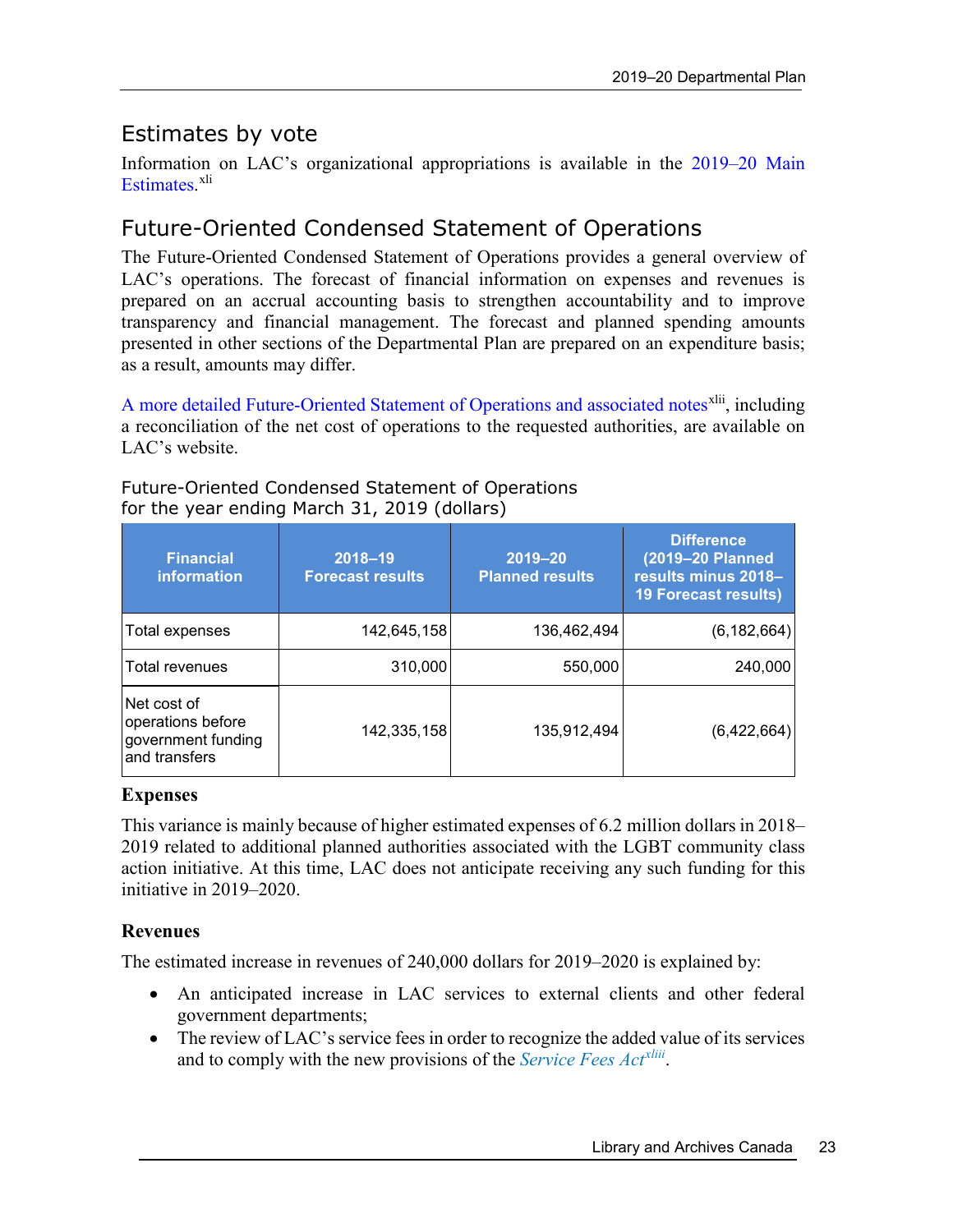## Estimates by vote

Information on LAC's organizational appropriations is available in the 2019–20 Main Estimates.[xli]

## Future-Oriented Condensed Statement of Operations

The Future-Oriented Condensed Statement of Operations provides a general overview of LAC's operations. The forecast of financial information on expenses and revenues is prepared on an accrual accounting basis to strengthen accountability and to improve transparency and financial management. The forecast and planned spending amounts presented in other sections of the Departmental Plan are prepared on an expenditure basis; as a result, amounts may differ.

A more detailed Future-Oriented Statement of Operations and associated notes[xlii], including a reconciliation of the net cost of operations to the requested authorities, are available on LAC's website.

Future-Oriented Condensed Statement of Operations
for the year ending March 31, 2019 (dollars)

| Financial information | 2018–19 Forecast results | 2019–20 Planned results | Difference (2019–20 Planned results minus 2018–19 Forecast results) |
|---|---|---|---|
| Total expenses | 142,645,158 | 136,462,494 | (6,182,664) |
| Total revenues | 310,000 | 550,000 | 240,000 |
| Net cost of operations before government funding and transfers | 142,335,158 | 135,912,494 | (6,422,664) |

### Expenses

This variance is mainly because of higher estimated expenses of 6.2 million dollars in 2018–2019 related to additional planned authorities associated with the LGBT community class action initiative. At this time, LAC does not anticipate receiving any such funding for this initiative in 2019–2020.

### Revenues

The estimated increase in revenues of 240,000 dollars for 2019–2020 is explained by:

- An anticipated increase in LAC services to external clients and other federal government departments;
- The review of LAC's service fees in order to recognize the added value of its services and to comply with the new provisions of the *Service Fees Act*[xliii].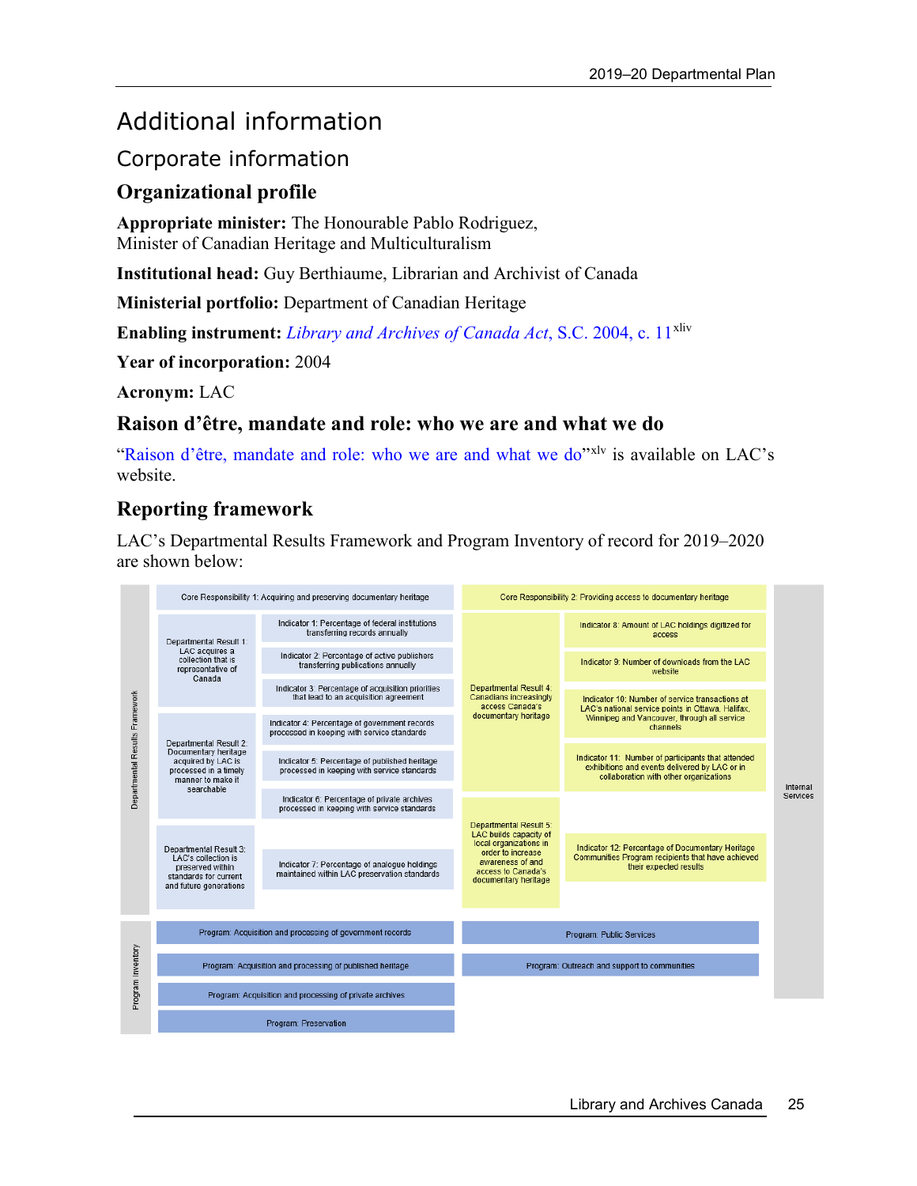# Additional information

## Corporate information

### Organizational profile

**Appropriate minister:** The Honourable Pablo Rodriguez, Minister of Canadian Heritage and Multiculturalism

**Institutional head:** Guy Berthiaume, Librarian and Archivist of Canada

**Ministerial portfolio:** Department of Canadian Heritage

**Enabling instrument:** *Library and Archives of Canada Act*, S.C. 2004, c. 11[xliv]

**Year of incorporation:** 2004

**Acronym:** LAC

### Raison d'être, mandate and role: who we are and what we do

"Raison d'être, mandate and role: who we are and what we do"[xlv] is available on LAC's website.

### Reporting framework

LAC's Departmental Results Framework and Program Inventory of record for 2019–2020 are shown below:

| | Core Responsibility 1: Acquiring and preserving documentary heritage | | Core Responsibility 2: Providing access to documentary heritage | | |
|---|---|---|---|---|---|
| Departmental Results Framework | Departmental Result 1: LAC acquires a collection that is representative of Canada | Indicator 1: Percentage of federal institutions transferring records annually | Departmental Result 4: Canadians increasingly access Canada's documentary heritage | Indicator 8: Amount of LAC holdings digitized for access | Internal Services |
| | | Indicator 2: Percentage of active publishers transferring publications annually | | Indicator 9: Number of downloads from the LAC website | |
| | | Indicator 3: Percentage of acquisition priorities that lead to an acquisition agreement | | Indicator 10: Number of service transactions at LAC's national service points in Ottawa, Halifax, Winnipeg and Vancouver, through all service channels | |
| | Departmental Result 2: Documentary heritage acquired by LAC is processed in a timely manner to make it searchable | Indicator 4: Percentage of government records processed in keeping with service standards | | Indicator 11: Number of participants that attended exhibitions and events delivered by LAC or in collaboration with other organizations | |
| | | Indicator 5: Percentage of published heritage processed in keeping with service standards | Departmental Result 5: LAC builds capacity of local organizations in order to increase awareness of and access to Canada's documentary heritage | Indicator 12: Percentage of Documentary Heritage Communities Program recipients that have achieved their expected results | |
| | | Indicator 6: Percentage of private archives processed in keeping with service standards | | | |
| | Departmental Result 3: LAC's collection is preserved within standards for current and future generations | Indicator 7: Percentage of analogue holdings maintained within LAC preservation standards | | | |
| Program Inventory | Program: Acquisition and processing of government records | | Program: Public Services | | |
| | Program: Acquisition and processing of published heritage | | Program: Outreach and support to communities | | |
| | Program: Acquisition and processing of private archives | | | | |
| | Program: Preservation | | | | |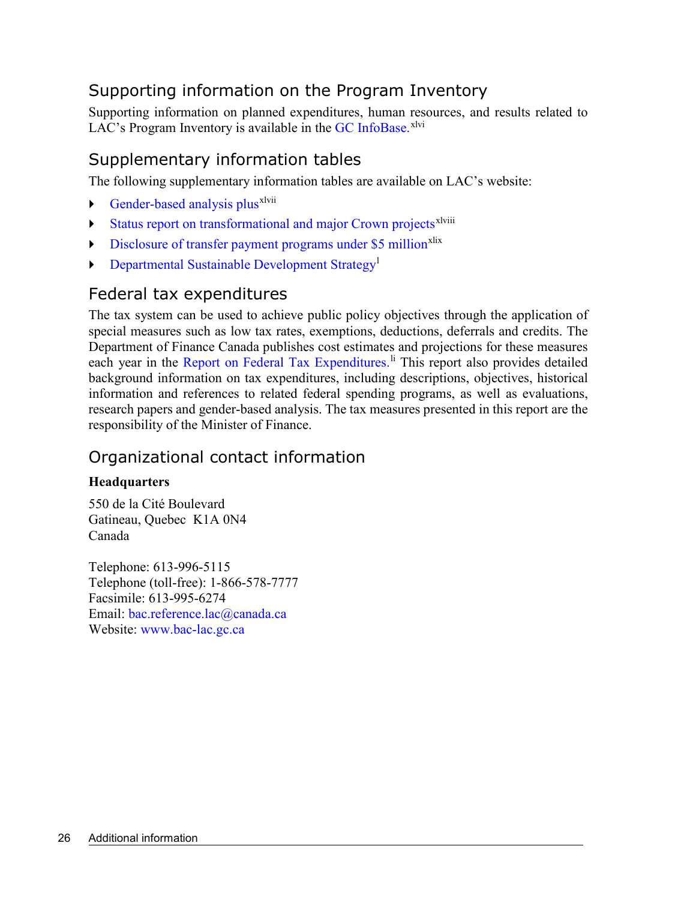## Supporting information on the Program Inventory

Supporting information on planned expenditures, human resources, and results related to LAC's Program Inventory is available in the GC InfoBase.[xlvi]

## Supplementary information tables

The following supplementary information tables are available on LAC's website:

- Gender-based analysis plus[xlvii]
- Status report on transformational and major Crown projects[xlviii]
- Disclosure of transfer payment programs under $5 million[xlix]
- Departmental Sustainable Development Strategy[l]

## Federal tax expenditures

The tax system can be used to achieve public policy objectives through the application of special measures such as low tax rates, exemptions, deductions, deferrals and credits. The Department of Finance Canada publishes cost estimates and projections for these measures each year in the Report on Federal Tax Expenditures.[li] This report also provides detailed background information on tax expenditures, including descriptions, objectives, historical information and references to related federal spending programs, as well as evaluations, research papers and gender-based analysis. The tax measures presented in this report are the responsibility of the Minister of Finance.

## Organizational contact information

**Headquarters**

550 de la Cité Boulevard
Gatineau, Quebec K1A 0N4
Canada

Telephone: 613-996-5115
Telephone (toll-free): 1-866-578-7777
Facsimile: 613-995-6274
Email: bac.reference.lac@canada.ca
Website: www.bac-lac.gc.ca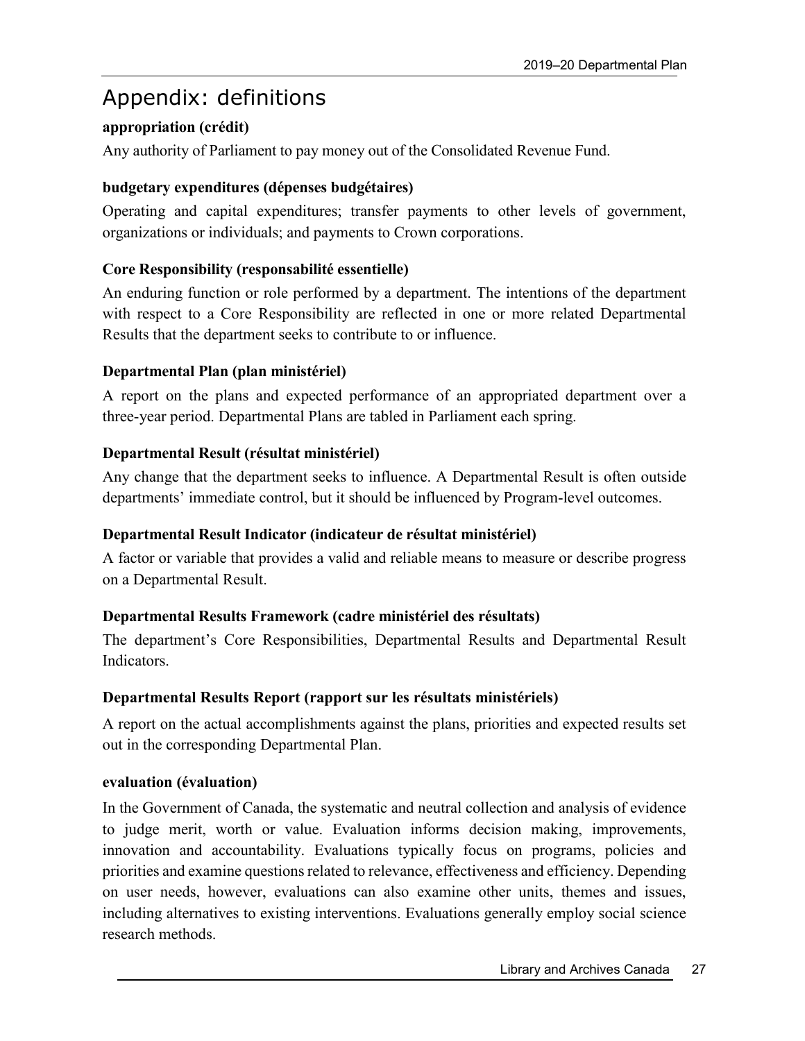# Appendix: definitions

**appropriation (crédit)**

Any authority of Parliament to pay money out of the Consolidated Revenue Fund.

**budgetary expenditures (dépenses budgétaires)**

Operating and capital expenditures; transfer payments to other levels of government, organizations or individuals; and payments to Crown corporations.

**Core Responsibility (responsabilité essentielle)**

An enduring function or role performed by a department. The intentions of the department with respect to a Core Responsibility are reflected in one or more related Departmental Results that the department seeks to contribute to or influence.

**Departmental Plan (plan ministériel)**

A report on the plans and expected performance of an appropriated department over a three-year period. Departmental Plans are tabled in Parliament each spring.

**Departmental Result (résultat ministériel)**

Any change that the department seeks to influence. A Departmental Result is often outside departments' immediate control, but it should be influenced by Program-level outcomes.

**Departmental Result Indicator (indicateur de résultat ministériel)**

A factor or variable that provides a valid and reliable means to measure or describe progress on a Departmental Result.

**Departmental Results Framework (cadre ministériel des résultats)**

The department's Core Responsibilities, Departmental Results and Departmental Result Indicators.

**Departmental Results Report (rapport sur les résultats ministériels)**

A report on the actual accomplishments against the plans, priorities and expected results set out in the corresponding Departmental Plan.

**evaluation (évaluation)**

In the Government of Canada, the systematic and neutral collection and analysis of evidence to judge merit, worth or value. Evaluation informs decision making, improvements, innovation and accountability. Evaluations typically focus on programs, policies and priorities and examine questions related to relevance, effectiveness and efficiency. Depending on user needs, however, evaluations can also examine other units, themes and issues, including alternatives to existing interventions. Evaluations generally employ social science research methods.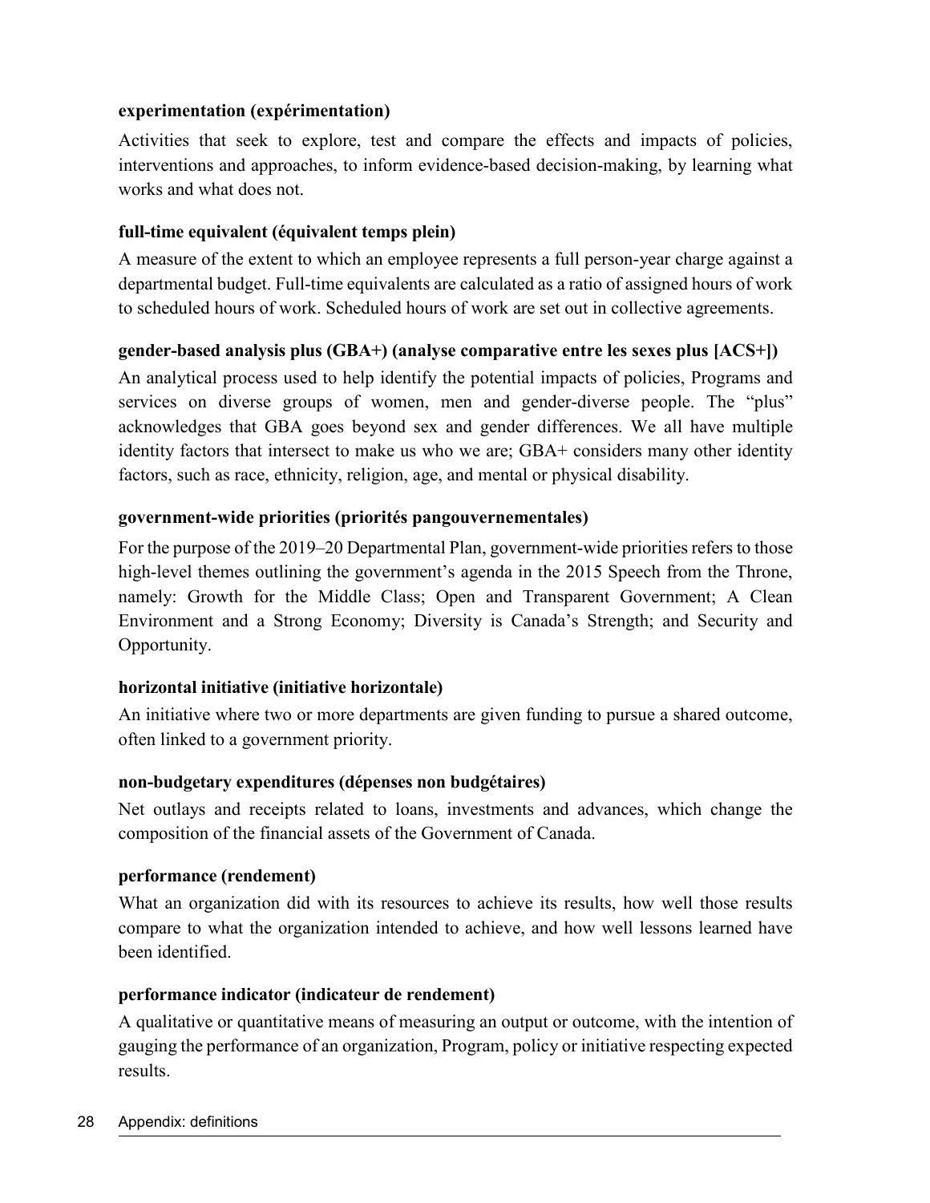**experimentation (expérimentation)**

Activities that seek to explore, test and compare the effects and impacts of policies, interventions and approaches, to inform evidence-based decision-making, by learning what works and what does not.

**full-time equivalent (équivalent temps plein)**

A measure of the extent to which an employee represents a full person-year charge against a departmental budget. Full-time equivalents are calculated as a ratio of assigned hours of work to scheduled hours of work. Scheduled hours of work are set out in collective agreements.

**gender-based analysis plus (GBA+) (analyse comparative entre les sexes plus [ACS+])**

An analytical process used to help identify the potential impacts of policies, Programs and services on diverse groups of women, men and gender-diverse people. The "plus" acknowledges that GBA goes beyond sex and gender differences. We all have multiple identity factors that intersect to make us who we are; GBA+ considers many other identity factors, such as race, ethnicity, religion, age, and mental or physical disability.

**government-wide priorities (priorités pangouvernementales)**

For the purpose of the 2019–20 Departmental Plan, government-wide priorities refers to those high-level themes outlining the government's agenda in the 2015 Speech from the Throne, namely: Growth for the Middle Class; Open and Transparent Government; A Clean Environment and a Strong Economy; Diversity is Canada's Strength; and Security and Opportunity.

**horizontal initiative (initiative horizontale)**

An initiative where two or more departments are given funding to pursue a shared outcome, often linked to a government priority.

**non-budgetary expenditures (dépenses non budgétaires)**

Net outlays and receipts related to loans, investments and advances, which change the composition of the financial assets of the Government of Canada.

**performance (rendement)**

What an organization did with its resources to achieve its results, how well those results compare to what the organization intended to achieve, and how well lessons learned have been identified.

**performance indicator (indicateur de rendement)**

A qualitative or quantitative means of measuring an output or outcome, with the intention of gauging the performance of an organization, Program, policy or initiative respecting expected results.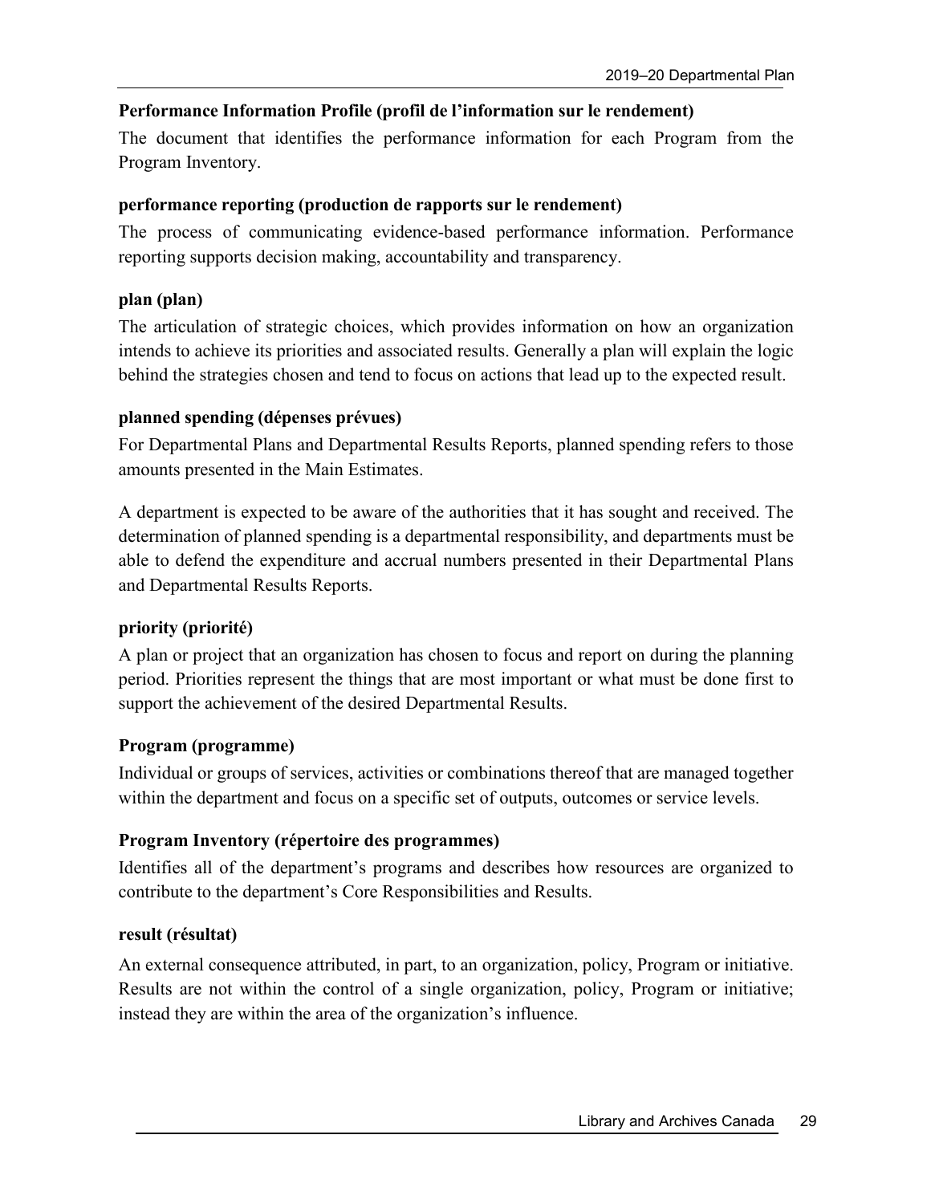**Performance Information Profile (profil de l'information sur le rendement)**

The document that identifies the performance information for each Program from the Program Inventory.

**performance reporting (production de rapports sur le rendement)**

The process of communicating evidence-based performance information. Performance reporting supports decision making, accountability and transparency.

**plan (plan)**

The articulation of strategic choices, which provides information on how an organization intends to achieve its priorities and associated results. Generally a plan will explain the logic behind the strategies chosen and tend to focus on actions that lead up to the expected result.

**planned spending (dépenses prévues)**

For Departmental Plans and Departmental Results Reports, planned spending refers to those amounts presented in the Main Estimates.

A department is expected to be aware of the authorities that it has sought and received. The determination of planned spending is a departmental responsibility, and departments must be able to defend the expenditure and accrual numbers presented in their Departmental Plans and Departmental Results Reports.

**priority (priorité)**

A plan or project that an organization has chosen to focus and report on during the planning period. Priorities represent the things that are most important or what must be done first to support the achievement of the desired Departmental Results.

**Program (programme)**

Individual or groups of services, activities or combinations thereof that are managed together within the department and focus on a specific set of outputs, outcomes or service levels.

**Program Inventory (répertoire des programmes)**

Identifies all of the department's programs and describes how resources are organized to contribute to the department's Core Responsibilities and Results.

**result (résultat)**

An external consequence attributed, in part, to an organization, policy, Program or initiative. Results are not within the control of a single organization, policy, Program or initiative; instead they are within the area of the organization's influence.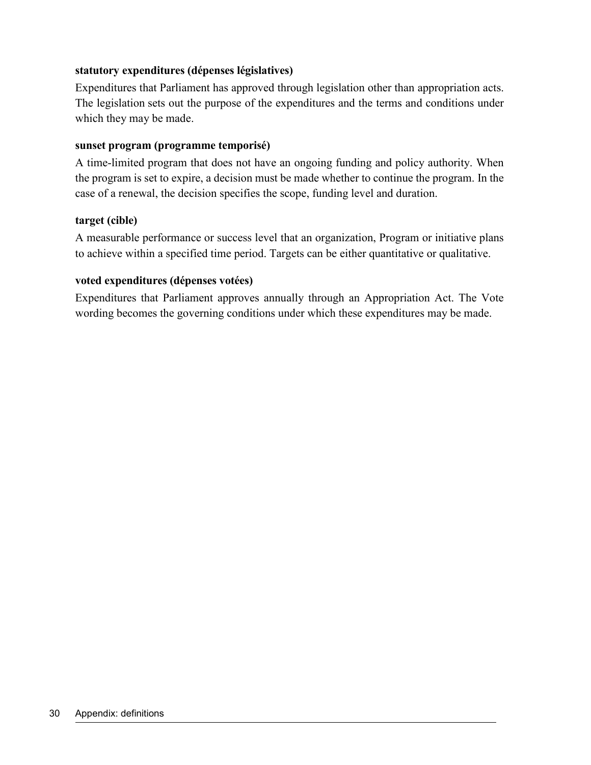**statutory expenditures (dépenses législatives)**

Expenditures that Parliament has approved through legislation other than appropriation acts. The legislation sets out the purpose of the expenditures and the terms and conditions under which they may be made.

**sunset program (programme temporisé)**

A time-limited program that does not have an ongoing funding and policy authority. When the program is set to expire, a decision must be made whether to continue the program. In the case of a renewal, the decision specifies the scope, funding level and duration.

**target (cible)**

A measurable performance or success level that an organization, Program or initiative plans to achieve within a specified time period. Targets can be either quantitative or qualitative.

**voted expenditures (dépenses votées)**

Expenditures that Parliament approves annually through an Appropriation Act. The Vote wording becomes the governing conditions under which these expenditures may be made.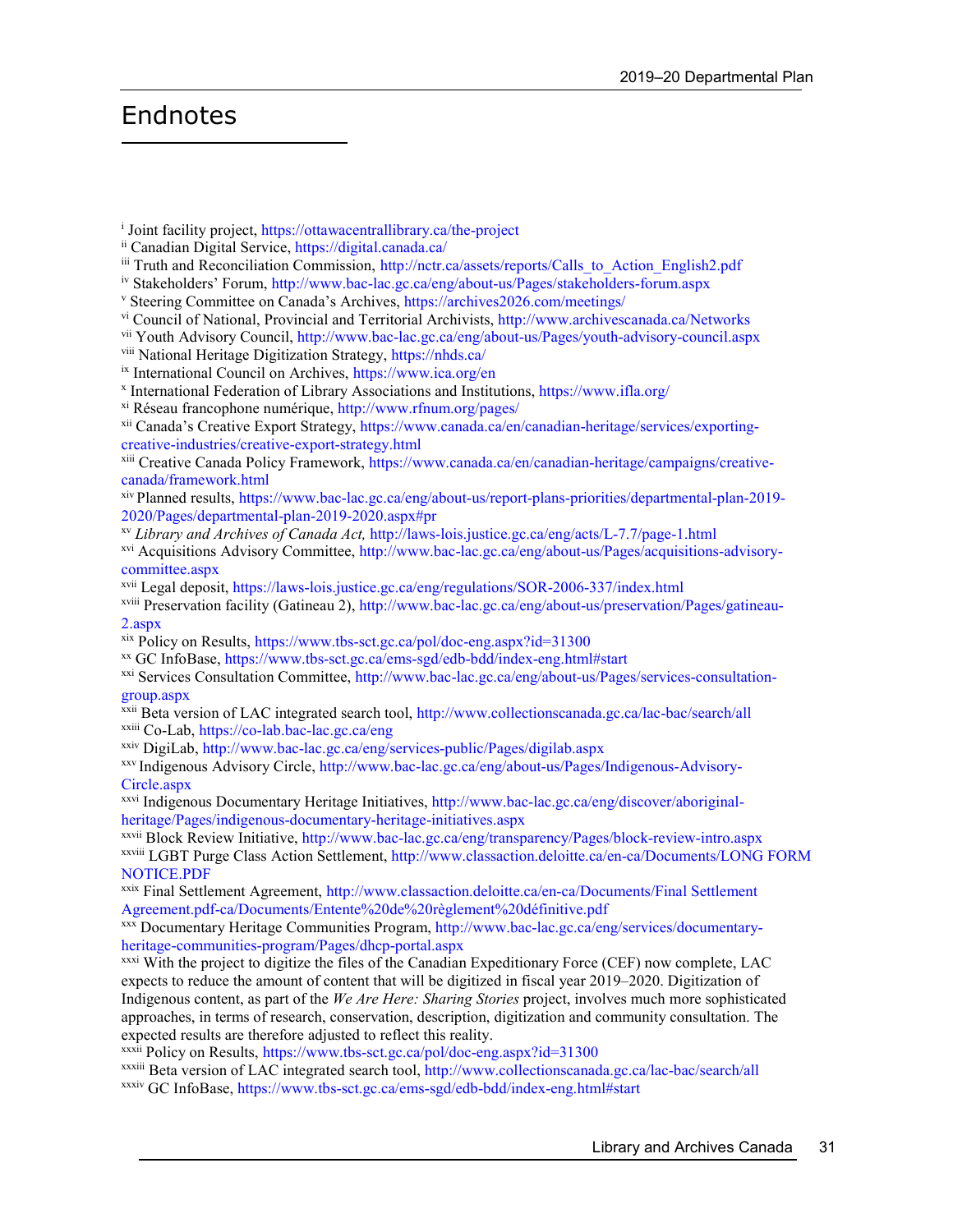# Endnotes

[i] Joint facility project, https://ottawacentrallibrary.ca/the-project

[ii] Canadian Digital Service, https://digital.canada.ca/

[iii] Truth and Reconciliation Commission, http://nctr.ca/assets/reports/Calls_to_Action_English2.pdf

[iv] Stakeholders' Forum, http://www.bac-lac.gc.ca/eng/about-us/Pages/stakeholders-forum.aspx

[v] Steering Committee on Canada's Archives, https://archives2026.com/meetings/

[vi] Council of National, Provincial and Territorial Archivists, http://www.archivescanada.ca/Networks

[vii] Youth Advisory Council, http://www.bac-lac.gc.ca/eng/about-us/Pages/youth-advisory-council.aspx

[viii] National Heritage Digitization Strategy, https://nhds.ca/

[ix] International Council on Archives, https://www.ica.org/en

[x] International Federation of Library Associations and Institutions, https://www.ifla.org/

[xi] Réseau francophone numérique, http://www.rfnum.org/pages/

[xii] Canada's Creative Export Strategy, https://www.canada.ca/en/canadian-heritage/services/exporting-creative-industries/creative-export-strategy.html

[xiii] Creative Canada Policy Framework, https://www.canada.ca/en/canadian-heritage/campaigns/creative-canada/framework.html

[xiv] Planned results, https://www.bac-lac.gc.ca/eng/about-us/report-plans-priorities/departmental-plan-2019-2020/Pages/departmental-plan-2019-2020.aspx#pr

[xv] *Library and Archives of Canada Act,* http://laws-lois.justice.gc.ca/eng/acts/L-7.7/page-1.html

[xvi] Acquisitions Advisory Committee, http://www.bac-lac.gc.ca/eng/about-us/Pages/acquisitions-advisory-committee.aspx

[xvii] Legal deposit, https://laws-lois.justice.gc.ca/eng/regulations/SOR-2006-337/index.html

[xviii] Preservation facility (Gatineau 2), http://www.bac-lac.gc.ca/eng/about-us/preservation/Pages/gatineau-2.aspx

[xix] Policy on Results, https://www.tbs-sct.gc.ca/pol/doc-eng.aspx?id=31300

[xx] GC InfoBase, https://www.tbs-sct.gc.ca/ems-sgd/edb-bdd/index-eng.html#start

[xxi] Services Consultation Committee, http://www.bac-lac.gc.ca/eng/about-us/Pages/services-consultation-group.aspx

[xxii] Beta version of LAC integrated search tool, http://www.collectionscanada.gc.ca/lac-bac/search/all

[xxiii] Co-Lab, https://co-lab.bac-lac.gc.ca/eng

[xxiv] DigiLab, http://www.bac-lac.gc.ca/eng/services-public/Pages/digilab.aspx

[xxv] Indigenous Advisory Circle, http://www.bac-lac.gc.ca/eng/about-us/Pages/Indigenous-Advisory-Circle.aspx

[xxvi] Indigenous Documentary Heritage Initiatives, http://www.bac-lac.gc.ca/eng/discover/aboriginal-heritage/Pages/indigenous-documentary-heritage-initiatives.aspx

[xxvii] Block Review Initiative, http://www.bac-lac.gc.ca/eng/transparency/Pages/block-review-intro.aspx

[xxviii] LGBT Purge Class Action Settlement, http://www.classaction.deloitte.ca/en-ca/Documents/LONG FORM NOTICE.PDF

[xxix] Final Settlement Agreement, http://www.classaction.deloitte.ca/en-ca/Documents/Final Settlement Agreement.pdf-ca/Documents/Entente%20de%20règlement%20définitive.pdf

[xxx] Documentary Heritage Communities Program, http://www.bac-lac.gc.ca/eng/services/documentary-heritage-communities-program/Pages/dhcp-portal.aspx

[xxxi] With the project to digitize the files of the Canadian Expeditionary Force (CEF) now complete, LAC expects to reduce the amount of content that will be digitized in fiscal year 2019–2020. Digitization of Indigenous content, as part of the *We Are Here: Sharing Stories* project, involves much more sophisticated approaches, in terms of research, conservation, description, digitization and community consultation. The expected results are therefore adjusted to reflect this reality.

[xxxii] Policy on Results, https://www.tbs-sct.gc.ca/pol/doc-eng.aspx?id=31300

[xxxiii] Beta version of LAC integrated search tool, http://www.collectionscanada.gc.ca/lac-bac/search/all

[xxxiv] GC InfoBase, https://www.tbs-sct.gc.ca/ems-sgd/edb-bdd/index-eng.html#start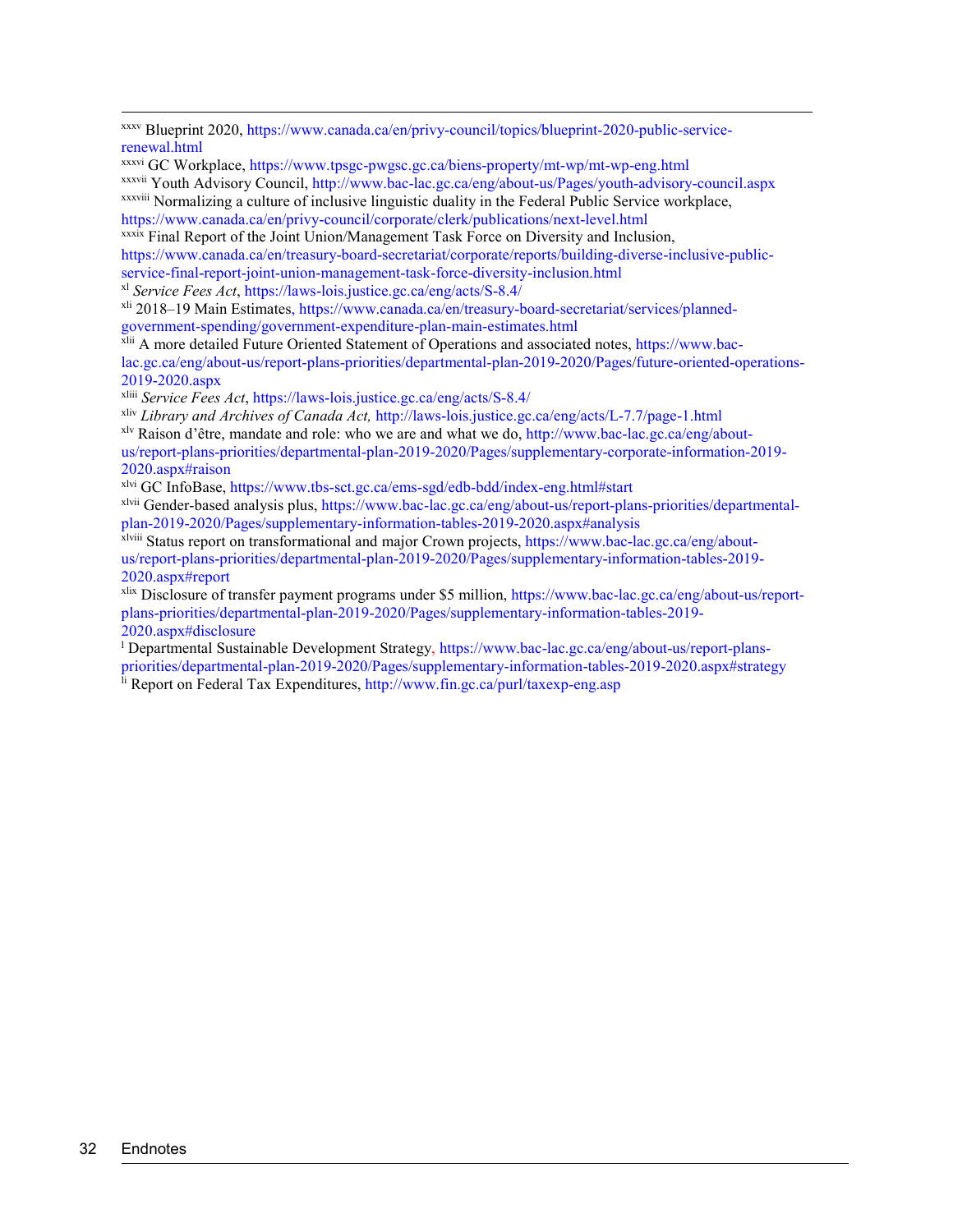[xxxv] Blueprint 2020, https://www.canada.ca/en/privy-council/topics/blueprint-2020-public-service-renewal.html

[xxxvi] GC Workplace, https://www.tpsgc-pwgsc.gc.ca/biens-property/mt-wp/mt-wp-eng.html

[xxxvii] Youth Advisory Council, http://www.bac-lac.gc.ca/eng/about-us/Pages/youth-advisory-council.aspx

[xxxviii] Normalizing a culture of inclusive linguistic duality in the Federal Public Service workplace, https://www.canada.ca/en/privy-council/corporate/clerk/publications/next-level.html

[xxxix] Final Report of the Joint Union/Management Task Force on Diversity and Inclusion, https://www.canada.ca/en/treasury-board-secretariat/corporate/reports/building-diverse-inclusive-public-service-final-report-joint-union-management-task-force-diversity-inclusion.html

[xl] *Service Fees Act*, https://laws-lois.justice.gc.ca/eng/acts/S-8.4/

[xli] 2018–19 Main Estimates, https://www.canada.ca/en/treasury-board-secretariat/services/planned-government-spending/government-expenditure-plan-main-estimates.html

[xlii] A more detailed Future Oriented Statement of Operations and associated notes, https://www.bac-lac.gc.ca/eng/about-us/report-plans-priorities/departmental-plan-2019-2020/Pages/future-oriented-operations-2019-2020.aspx

[xliii] *Service Fees Act*, https://laws-lois.justice.gc.ca/eng/acts/S-8.4/

[xliv] *Library and Archives of Canada Act,* http://laws-lois.justice.gc.ca/eng/acts/L-7.7/page-1.html

[xlv] Raison d'être, mandate and role: who we are and what we do, http://www.bac-lac.gc.ca/eng/about-us/report-plans-priorities/departmental-plan-2019-2020/Pages/supplementary-corporate-information-2019-2020.aspx#raison

[xlvi] GC InfoBase, https://www.tbs-sct.gc.ca/ems-sgd/edb-bdd/index-eng.html#start

[xlvii] Gender-based analysis plus, https://www.bac-lac.gc.ca/eng/about-us/report-plans-priorities/departmental-plan-2019-2020/Pages/supplementary-information-tables-2019-2020.aspx#analysis

[xlviii] Status report on transformational and major Crown projects, https://www.bac-lac.gc.ca/eng/about-us/report-plans-priorities/departmental-plan-2019-2020/Pages/supplementary-information-tables-2019-2020.aspx#report

[xlix] Disclosure of transfer payment programs under $5 million, https://www.bac-lac.gc.ca/eng/about-us/report-plans-priorities/departmental-plan-2019-2020/Pages/supplementary-information-tables-2019-2020.aspx#disclosure

[l] Departmental Sustainable Development Strategy, https://www.bac-lac.gc.ca/eng/about-us/report-plans-priorities/departmental-plan-2019-2020/Pages/supplementary-information-tables-2019-2020.aspx#strategy

[li] Report on Federal Tax Expenditures, http://www.fin.gc.ca/purl/taxexp-eng.asp